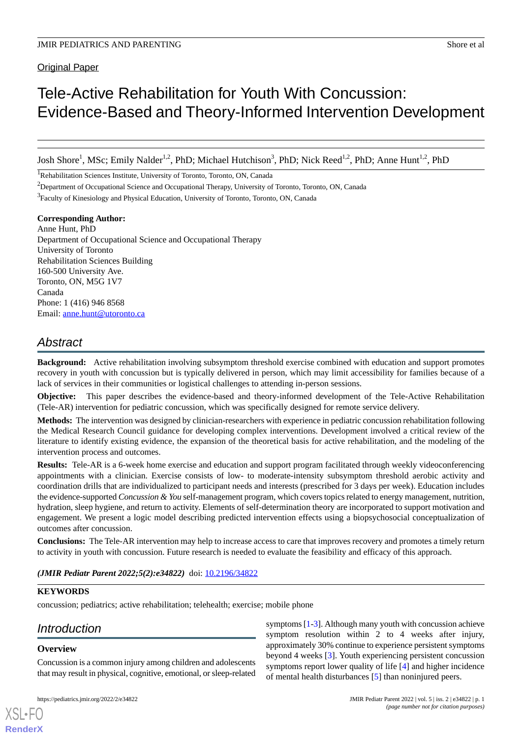Original Paper

# Tele-Active Rehabilitation for Youth With Concussion: Evidence-Based and Theory-Informed Intervention Development

Josh Shore[1], MSc; Emily Nalder[1,2], PhD; Michael Hutchison[3], PhD; Nick Reed[1,2], PhD; Anne Hunt[1,2], PhD

[1]Rehabilitation Sciences Institute, University of Toronto, Toronto, ON, Canada

[2]Department of Occupational Science and Occupational Therapy, University of Toronto, Toronto, ON, Canada

[3]Faculty of Kinesiology and Physical Education, University of Toronto, Toronto, ON, Canada

**Corresponding Author:**
Anne Hunt, PhD
Department of Occupational Science and Occupational Therapy
University of Toronto
Rehabilitation Sciences Building
160-500 University Ave.
Toronto, ON, M5G 1V7
Canada
Phone: 1 (416) 946 8568
Email: anne.hunt@utoronto.ca

## Abstract

**Background:** Active rehabilitation involving subsymptom threshold exercise combined with education and support promotes recovery in youth with concussion but is typically delivered in person, which may limit accessibility for families because of a lack of services in their communities or logistical challenges to attending in-person sessions.

**Objective:** This paper describes the evidence-based and theory-informed development of the Tele-Active Rehabilitation (Tele-AR) intervention for pediatric concussion, which was specifically designed for remote service delivery.

**Methods:** The intervention was designed by clinician-researchers with experience in pediatric concussion rehabilitation following the Medical Research Council guidance for developing complex interventions. Development involved a critical review of the literature to identify existing evidence, the expansion of the theoretical basis for active rehabilitation, and the modeling of the intervention process and outcomes.

**Results:** Tele-AR is a 6-week home exercise and education and support program facilitated through weekly videoconferencing appointments with a clinician. Exercise consists of low- to moderate-intensity subsymptom threshold aerobic activity and coordination drills that are individualized to participant needs and interests (prescribed for 3 days per week). Education includes the evidence-supported *Concussion & You* self-management program, which covers topics related to energy management, nutrition, hydration, sleep hygiene, and return to activity. Elements of self-determination theory are incorporated to support motivation and engagement. We present a logic model describing predicted intervention effects using a biopsychosocial conceptualization of outcomes after concussion.

**Conclusions:** The Tele-AR intervention may help to increase access to care that improves recovery and promotes a timely return to activity in youth with concussion. Future research is needed to evaluate the feasibility and efficacy of this approach.

***(JMIR Pediatr Parent 2022;5(2):e34822)*** doi: 10.2196/34822

**KEYWORDS**

concussion; pediatrics; active rehabilitation; telehealth; exercise; mobile phone

## Introduction

### Overview

Concussion is a common injury among children and adolescents that may result in physical, cognitive, emotional, or sleep-related symptoms [1-3]. Although many youth with concussion achieve symptom resolution within 2 to 4 weeks after injury, approximately 30% continue to experience persistent symptoms beyond 4 weeks [3]. Youth experiencing persistent concussion symptoms report lower quality of life [4] and higher incidence of mental health disturbances [5] than noninjured peers.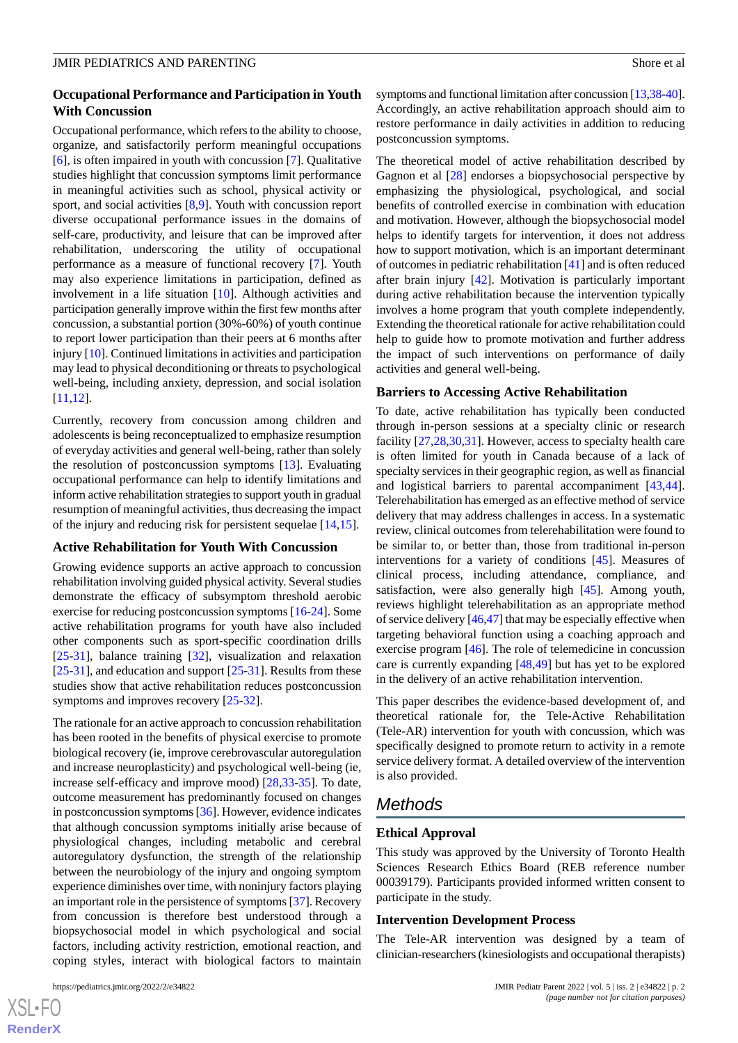### Occupational Performance and Participation in Youth With Concussion

Occupational performance, which refers to the ability to choose, organize, and satisfactorily perform meaningful occupations [6], is often impaired in youth with concussion [7]. Qualitative studies highlight that concussion symptoms limit performance in meaningful activities such as school, physical activity or sport, and social activities [8,9]. Youth with concussion report diverse occupational performance issues in the domains of self-care, productivity, and leisure that can be improved after rehabilitation, underscoring the utility of occupational performance as a measure of functional recovery [7]. Youth may also experience limitations in participation, defined as involvement in a life situation [10]. Although activities and participation generally improve within the first few months after concussion, a substantial portion (30%-60%) of youth continue to report lower participation than their peers at 6 months after injury [10]. Continued limitations in activities and participation may lead to physical deconditioning or threats to psychological well-being, including anxiety, depression, and social isolation [11,12].

Currently, recovery from concussion among children and adolescents is being reconceptualized to emphasize resumption of everyday activities and general well-being, rather than solely the resolution of postconcussion symptoms [13]. Evaluating occupational performance can help to identify limitations and inform active rehabilitation strategies to support youth in gradual resumption of meaningful activities, thus decreasing the impact of the injury and reducing risk for persistent sequelae [14,15].

### Active Rehabilitation for Youth With Concussion

Growing evidence supports an active approach to concussion rehabilitation involving guided physical activity. Several studies demonstrate the efficacy of subsymptom threshold aerobic exercise for reducing postconcussion symptoms [16-24]. Some active rehabilitation programs for youth have also included other components such as sport-specific coordination drills [25-31], balance training [32], visualization and relaxation [25-31], and education and support [25-31]. Results from these studies show that active rehabilitation reduces postconcussion symptoms and improves recovery [25-32].

The rationale for an active approach to concussion rehabilitation has been rooted in the benefits of physical exercise to promote biological recovery (ie, improve cerebrovascular autoregulation and increase neuroplasticity) and psychological well-being (ie, increase self-efficacy and improve mood) [28,33-35]. To date, outcome measurement has predominantly focused on changes in postconcussion symptoms [36]. However, evidence indicates that although concussion symptoms initially arise because of physiological changes, including metabolic and cerebral autoregulatory dysfunction, the strength of the relationship between the neurobiology of the injury and ongoing symptom experience diminishes over time, with noninjury factors playing an important role in the persistence of symptoms [37]. Recovery from concussion is therefore best understood through a biopsychosocial model in which psychological and social factors, including activity restriction, emotional reaction, and coping styles, interact with biological factors to maintain symptoms and functional limitation after concussion [13,38-40]. Accordingly, an active rehabilitation approach should aim to restore performance in daily activities in addition to reducing postconcussion symptoms.

The theoretical model of active rehabilitation described by Gagnon et al [28] endorses a biopsychosocial perspective by emphasizing the physiological, psychological, and social benefits of controlled exercise in combination with education and motivation. However, although the biopsychosocial model helps to identify targets for intervention, it does not address how to support motivation, which is an important determinant of outcomes in pediatric rehabilitation [41] and is often reduced after brain injury [42]. Motivation is particularly important during active rehabilitation because the intervention typically involves a home program that youth complete independently. Extending the theoretical rationale for active rehabilitation could help to guide how to promote motivation and further address the impact of such interventions on performance of daily activities and general well-being.

### Barriers to Accessing Active Rehabilitation

To date, active rehabilitation has typically been conducted through in-person sessions at a specialty clinic or research facility [27,28,30,31]. However, access to specialty health care is often limited for youth in Canada because of a lack of specialty services in their geographic region, as well as financial and logistical barriers to parental accompaniment [43,44]. Telerehabilitation has emerged as an effective method of service delivery that may address challenges in access. In a systematic review, clinical outcomes from telerehabilitation were found to be similar to, or better than, those from traditional in-person interventions for a variety of conditions [45]. Measures of clinical process, including attendance, compliance, and satisfaction, were also generally high [45]. Among youth, reviews highlight telerehabilitation as an appropriate method of service delivery [46,47] that may be especially effective when targeting behavioral function using a coaching approach and exercise program [46]. The role of telemedicine in concussion care is currently expanding [48,49] but has yet to be explored in the delivery of an active rehabilitation intervention.

This paper describes the evidence-based development of, and theoretical rationale for, the Tele-Active Rehabilitation (Tele-AR) intervention for youth with concussion, which was specifically designed to promote return to activity in a remote service delivery format. A detailed overview of the intervention is also provided.

## Methods

### Ethical Approval

This study was approved by the University of Toronto Health Sciences Research Ethics Board (REB reference number 00039179). Participants provided informed written consent to participate in the study.

### Intervention Development Process

The Tele-AR intervention was designed by a team of clinician-researchers (kinesiologists and occupational therapists)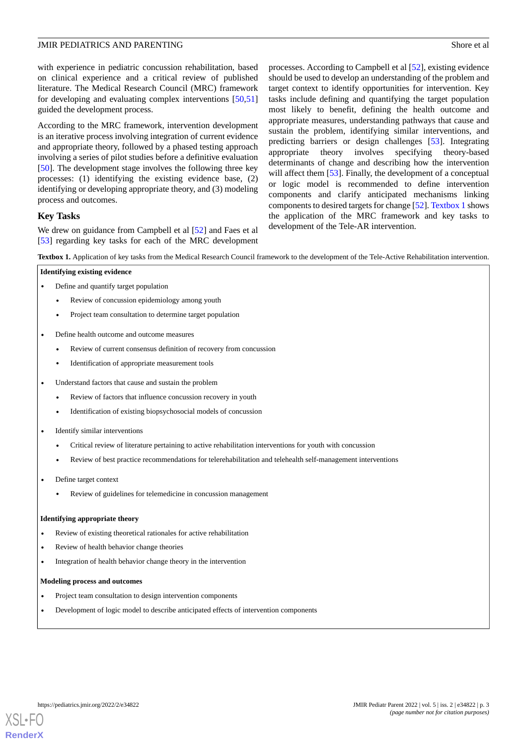with experience in pediatric concussion rehabilitation, based on clinical experience and a critical review of published literature. The Medical Research Council (MRC) framework for developing and evaluating complex interventions [50,51] guided the development process.

According to the MRC framework, intervention development is an iterative process involving integration of current evidence and appropriate theory, followed by a phased testing approach involving a series of pilot studies before a definitive evaluation [50]. The development stage involves the following three key processes: (1) identifying the existing evidence base, (2) identifying or developing appropriate theory, and (3) modeling process and outcomes.

## Key Tasks

We drew on guidance from Campbell et al [52] and Faes et al [53] regarding key tasks for each of the MRC development processes. According to Campbell et al [52], existing evidence should be used to develop an understanding of the problem and target context to identify opportunities for intervention. Key tasks include defining and quantifying the target population most likely to benefit, defining the health outcome and appropriate measures, understanding pathways that cause and sustain the problem, identifying similar interventions, and predicting barriers or design challenges [53]. Integrating appropriate theory involves specifying theory-based determinants of change and describing how the intervention will affect them [53]. Finally, the development of a conceptual or logic model is recommended to define intervention components and clarify anticipated mechanisms linking components to desired targets for change [52]. Textbox 1 shows the application of the MRC framework and key tasks to development of the Tele-AR intervention.

**Textbox 1.** Application of key tasks from the Medical Research Council framework to the development of the Tele-Active Rehabilitation intervention.

**Identifying existing evidence**

- Define and quantify target population
    - Review of concussion epidemiology among youth
    - Project team consultation to determine target population
- Define health outcome and outcome measures
    - Review of current consensus definition of recovery from concussion
    - Identification of appropriate measurement tools
- Understand factors that cause and sustain the problem
    - Review of factors that influence concussion recovery in youth
    - Identification of existing biopsychosocial models of concussion
- Identify similar interventions
    - Critical review of literature pertaining to active rehabilitation interventions for youth with concussion
    - Review of best practice recommendations for telerehabilitation and telehealth self-management interventions
- Define target context
    - Review of guidelines for telemedicine in concussion management

**Identifying appropriate theory**

- Review of existing theoretical rationales for active rehabilitation
- Review of health behavior change theories
- Integration of health behavior change theory in the intervention

**Modeling process and outcomes**

- Project team consultation to design intervention components
- Development of logic model to describe anticipated effects of intervention components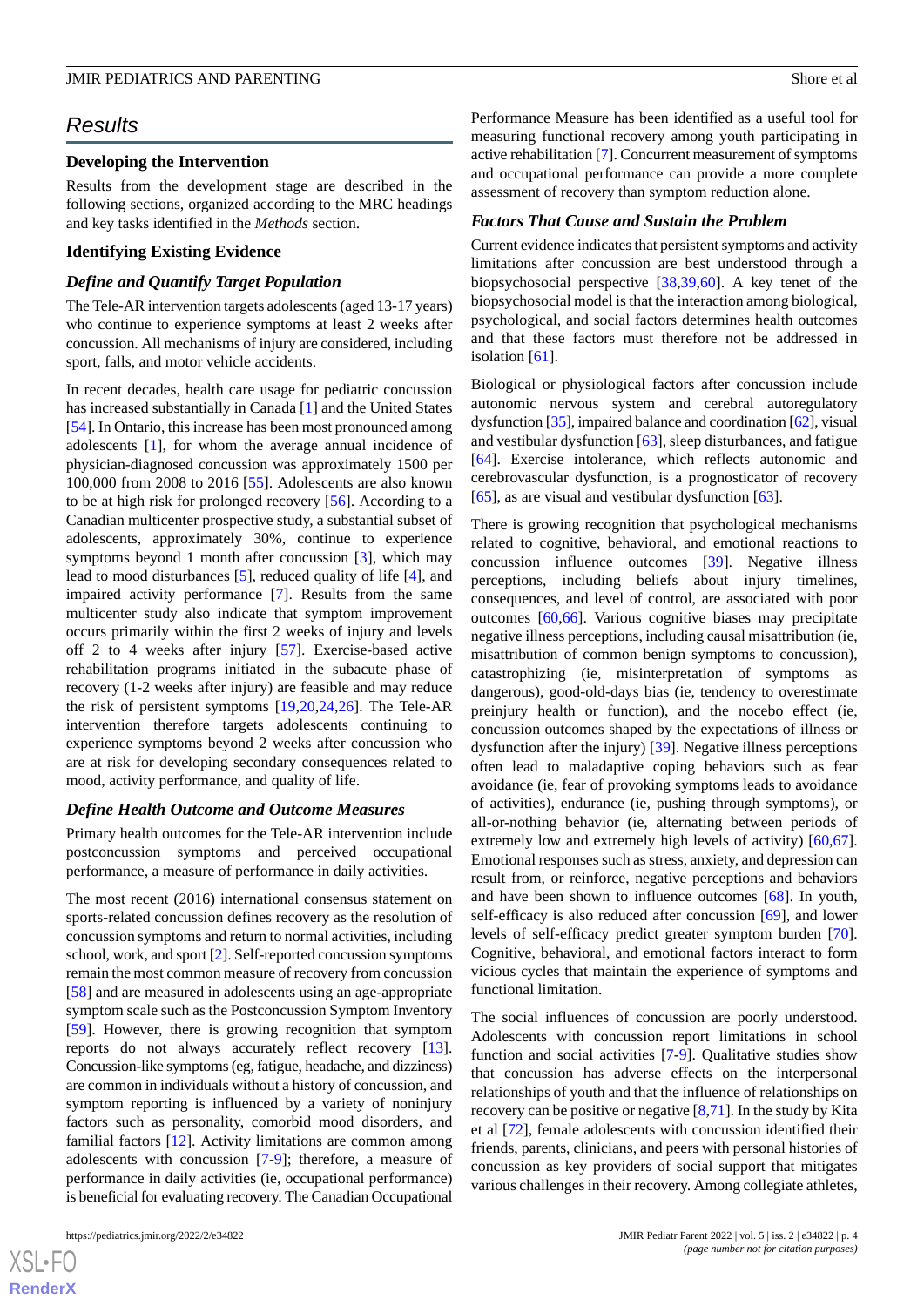## Results

### Developing the Intervention

Results from the development stage are described in the following sections, organized according to the MRC headings and key tasks identified in the *Methods* section.

### Identifying Existing Evidence

#### *Define and Quantify Target Population*

The Tele-AR intervention targets adolescents (aged 13-17 years) who continue to experience symptoms at least 2 weeks after concussion. All mechanisms of injury are considered, including sport, falls, and motor vehicle accidents.

In recent decades, health care usage for pediatric concussion has increased substantially in Canada [1] and the United States [54]. In Ontario, this increase has been most pronounced among adolescents [1], for whom the average annual incidence of physician-diagnosed concussion was approximately 1500 per 100,000 from 2008 to 2016 [55]. Adolescents are also known to be at high risk for prolonged recovery [56]. According to a Canadian multicenter prospective study, a substantial subset of adolescents, approximately 30%, continue to experience symptoms beyond 1 month after concussion [3], which may lead to mood disturbances [5], reduced quality of life [4], and impaired activity performance [7]. Results from the same multicenter study also indicate that symptom improvement occurs primarily within the first 2 weeks of injury and levels off 2 to 4 weeks after injury [57]. Exercise-based active rehabilitation programs initiated in the subacute phase of recovery (1-2 weeks after injury) are feasible and may reduce the risk of persistent symptoms [19,20,24,26]. The Tele-AR intervention therefore targets adolescents continuing to experience symptoms beyond 2 weeks after concussion who are at risk for developing secondary consequences related to mood, activity performance, and quality of life.

#### *Define Health Outcome and Outcome Measures*

Primary health outcomes for the Tele-AR intervention include postconcussion symptoms and perceived occupational performance, a measure of performance in daily activities.

The most recent (2016) international consensus statement on sports-related concussion defines recovery as the resolution of concussion symptoms and return to normal activities, including school, work, and sport [2]. Self-reported concussion symptoms remain the most common measure of recovery from concussion [58] and are measured in adolescents using an age-appropriate symptom scale such as the Postconcussion Symptom Inventory [59]. However, there is growing recognition that symptom reports do not always accurately reflect recovery [13]. Concussion-like symptoms (eg, fatigue, headache, and dizziness) are common in individuals without a history of concussion, and symptom reporting is influenced by a variety of noninjury factors such as personality, comorbid mood disorders, and familial factors [12]. Activity limitations are common among adolescents with concussion [7-9]; therefore, a measure of performance in daily activities (ie, occupational performance) is beneficial for evaluating recovery. The Canadian Occupational Performance Measure has been identified as a useful tool for measuring functional recovery among youth participating in active rehabilitation [7]. Concurrent measurement of symptoms and occupational performance can provide a more complete assessment of recovery than symptom reduction alone.

#### *Factors That Cause and Sustain the Problem*

Current evidence indicates that persistent symptoms and activity limitations after concussion are best understood through a biopsychosocial perspective [38,39,60]. A key tenet of the biopsychosocial model is that the interaction among biological, psychological, and social factors determines health outcomes and that these factors must therefore not be addressed in isolation [61].

Biological or physiological factors after concussion include autonomic nervous system and cerebral autoregulatory dysfunction [35], impaired balance and coordination [62], visual and vestibular dysfunction [63], sleep disturbances, and fatigue [64]. Exercise intolerance, which reflects autonomic and cerebrovascular dysfunction, is a prognosticator of recovery [65], as are visual and vestibular dysfunction [63].

There is growing recognition that psychological mechanisms related to cognitive, behavioral, and emotional reactions to concussion influence outcomes [39]. Negative illness perceptions, including beliefs about injury timelines, consequences, and level of control, are associated with poor outcomes [60,66]. Various cognitive biases may precipitate negative illness perceptions, including causal misattribution (ie, misattribution of common benign symptoms to concussion), catastrophizing (ie, misinterpretation of symptoms as dangerous), good-old-days bias (ie, tendency to overestimate preinjury health or function), and the nocebo effect (ie, concussion outcomes shaped by the expectations of illness or dysfunction after the injury) [39]. Negative illness perceptions often lead to maladaptive coping behaviors such as fear avoidance (ie, fear of provoking symptoms leads to avoidance of activities), endurance (ie, pushing through symptoms), or all-or-nothing behavior (ie, alternating between periods of extremely low and extremely high levels of activity) [60,67]. Emotional responses such as stress, anxiety, and depression can result from, or reinforce, negative perceptions and behaviors and have been shown to influence outcomes [68]. In youth, self-efficacy is also reduced after concussion [69], and lower levels of self-efficacy predict greater symptom burden [70]. Cognitive, behavioral, and emotional factors interact to form vicious cycles that maintain the experience of symptoms and functional limitation.

The social influences of concussion are poorly understood. Adolescents with concussion report limitations in school function and social activities [7-9]. Qualitative studies show that concussion has adverse effects on the interpersonal relationships of youth and that the influence of relationships on recovery can be positive or negative [8,71]. In the study by Kita et al [72], female adolescents with concussion identified their friends, parents, clinicians, and peers with personal histories of concussion as key providers of social support that mitigates various challenges in their recovery. Among collegiate athletes,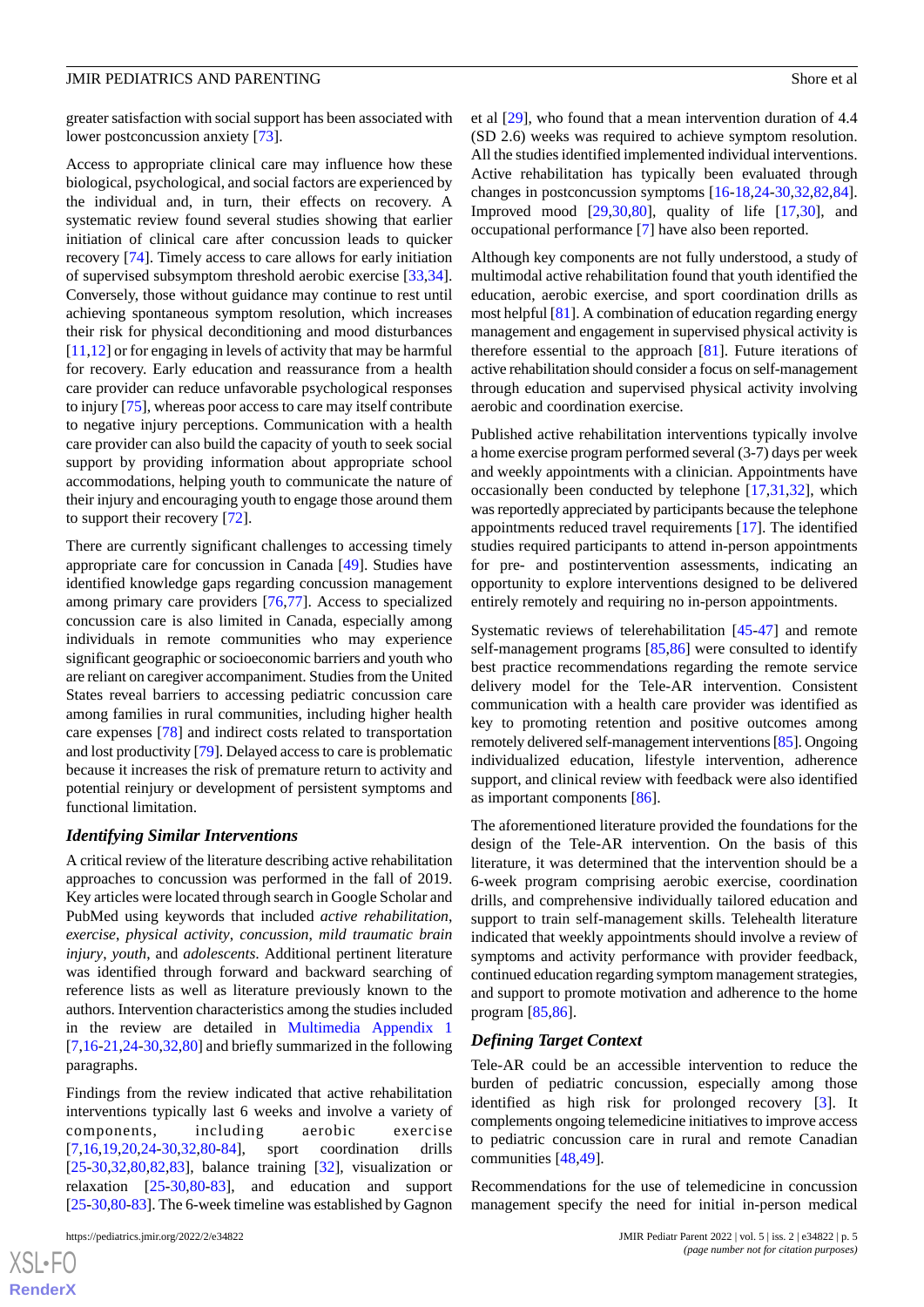greater satisfaction with social support has been associated with lower postconcussion anxiety [73].

Access to appropriate clinical care may influence how these biological, psychological, and social factors are experienced by the individual and, in turn, their effects on recovery. A systematic review found several studies showing that earlier initiation of clinical care after concussion leads to quicker recovery [74]. Timely access to care allows for early initiation of supervised subsymptom threshold aerobic exercise [33,34]. Conversely, those without guidance may continue to rest until achieving spontaneous symptom resolution, which increases their risk for physical deconditioning and mood disturbances [11,12] or for engaging in levels of activity that may be harmful for recovery. Early education and reassurance from a health care provider can reduce unfavorable psychological responses to injury [75], whereas poor access to care may itself contribute to negative injury perceptions. Communication with a health care provider can also build the capacity of youth to seek social support by providing information about appropriate school accommodations, helping youth to communicate the nature of their injury and encouraging youth to engage those around them to support their recovery [72].

There are currently significant challenges to accessing timely appropriate care for concussion in Canada [49]. Studies have identified knowledge gaps regarding concussion management among primary care providers [76,77]. Access to specialized concussion care is also limited in Canada, especially among individuals in remote communities who may experience significant geographic or socioeconomic barriers and youth who are reliant on caregiver accompaniment. Studies from the United States reveal barriers to accessing pediatric concussion care among families in rural communities, including higher health care expenses [78] and indirect costs related to transportation and lost productivity [79]. Delayed access to care is problematic because it increases the risk of premature return to activity and potential reinjury or development of persistent symptoms and functional limitation.

### Identifying Similar Interventions

A critical review of the literature describing active rehabilitation approaches to concussion was performed in the fall of 2019. Key articles were located through search in Google Scholar and PubMed using keywords that included *active rehabilitation*, *exercise*, *physical activity*, *concussion*, *mild traumatic brain injury*, *youth*, and *adolescents*. Additional pertinent literature was identified through forward and backward searching of reference lists as well as literature previously known to the authors. Intervention characteristics among the studies included in the review are detailed in Multimedia Appendix 1 [7,16-21,24-30,32,80] and briefly summarized in the following paragraphs.

Findings from the review indicated that active rehabilitation interventions typically last 6 weeks and involve a variety of components, including aerobic exercise [7,16,19,20,24-30,32,80-84], sport coordination drills [25-30,32,80,82,83], balance training [32], visualization or relaxation [25-30,80-83], and education and support [25-30,80-83]. The 6-week timeline was established by Gagnon et al [29], who found that a mean intervention duration of 4.4 (SD 2.6) weeks was required to achieve symptom resolution. All the studies identified implemented individual interventions. Active rehabilitation has typically been evaluated through changes in postconcussion symptoms [16-18,24-30,32,82,84]. Improved mood [29,30,80], quality of life [17,30], and occupational performance [7] have also been reported.

Although key components are not fully understood, a study of multimodal active rehabilitation found that youth identified the education, aerobic exercise, and sport coordination drills as most helpful [81]. A combination of education regarding energy management and engagement in supervised physical activity is therefore essential to the approach [81]. Future iterations of active rehabilitation should consider a focus on self-management through education and supervised physical activity involving aerobic and coordination exercise.

Published active rehabilitation interventions typically involve a home exercise program performed several (3-7) days per week and weekly appointments with a clinician. Appointments have occasionally been conducted by telephone [17,31,32], which was reportedly appreciated by participants because the telephone appointments reduced travel requirements [17]. The identified studies required participants to attend in-person appointments for pre- and postintervention assessments, indicating an opportunity to explore interventions designed to be delivered entirely remotely and requiring no in-person appointments.

Systematic reviews of telerehabilitation [45-47] and remote self-management programs [85,86] were consulted to identify best practice recommendations regarding the remote service delivery model for the Tele-AR intervention. Consistent communication with a health care provider was identified as key to promoting retention and positive outcomes among remotely delivered self-management interventions [85]. Ongoing individualized education, lifestyle intervention, adherence support, and clinical review with feedback were also identified as important components [86].

The aforementioned literature provided the foundations for the design of the Tele-AR intervention. On the basis of this literature, it was determined that the intervention should be a 6-week program comprising aerobic exercise, coordination drills, and comprehensive individually tailored education and support to train self-management skills. Telehealth literature indicated that weekly appointments should involve a review of symptoms and activity performance with provider feedback, continued education regarding symptom management strategies, and support to promote motivation and adherence to the home program [85,86].

### Defining Target Context

Tele-AR could be an accessible intervention to reduce the burden of pediatric concussion, especially among those identified as high risk for prolonged recovery [3]. It complements ongoing telemedicine initiatives to improve access to pediatric concussion care in rural and remote Canadian communities [48,49].

Recommendations for the use of telemedicine in concussion management specify the need for initial in-person medical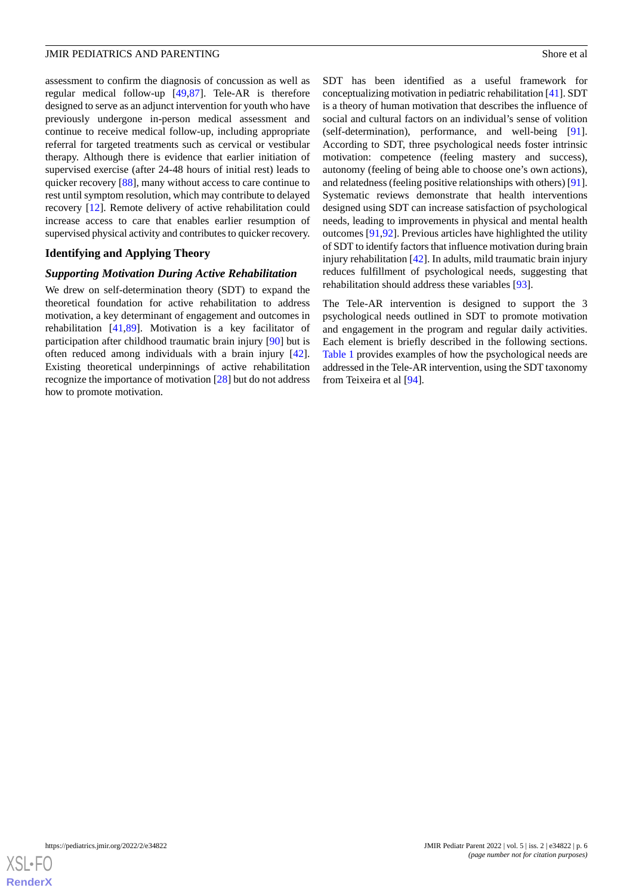assessment to confirm the diagnosis of concussion as well as regular medical follow-up [49,87]. Tele-AR is therefore designed to serve as an adjunct intervention for youth who have previously undergone in-person medical assessment and continue to receive medical follow-up, including appropriate referral for targeted treatments such as cervical or vestibular therapy. Although there is evidence that earlier initiation of supervised exercise (after 24-48 hours of initial rest) leads to quicker recovery [88], many without access to care continue to rest until symptom resolution, which may contribute to delayed recovery [12]. Remote delivery of active rehabilitation could increase access to care that enables earlier resumption of supervised physical activity and contributes to quicker recovery.

## Identifying and Applying Theory

### *Supporting Motivation During Active Rehabilitation*

We drew on self-determination theory (SDT) to expand the theoretical foundation for active rehabilitation to address motivation, a key determinant of engagement and outcomes in rehabilitation [41,89]. Motivation is a key facilitator of participation after childhood traumatic brain injury [90] but is often reduced among individuals with a brain injury [42]. Existing theoretical underpinnings of active rehabilitation recognize the importance of motivation [28] but do not address how to promote motivation.

SDT has been identified as a useful framework for conceptualizing motivation in pediatric rehabilitation [41]. SDT is a theory of human motivation that describes the influence of social and cultural factors on an individual's sense of volition (self-determination), performance, and well-being [91]. According to SDT, three psychological needs foster intrinsic motivation: competence (feeling mastery and success), autonomy (feeling of being able to choose one's own actions), and relatedness (feeling positive relationships with others) [91]. Systematic reviews demonstrate that health interventions designed using SDT can increase satisfaction of psychological needs, leading to improvements in physical and mental health outcomes [91,92]. Previous articles have highlighted the utility of SDT to identify factors that influence motivation during brain injury rehabilitation [42]. In adults, mild traumatic brain injury reduces fulfillment of psychological needs, suggesting that rehabilitation should address these variables [93].

The Tele-AR intervention is designed to support the 3 psychological needs outlined in SDT to promote motivation and engagement in the program and regular daily activities. Each element is briefly described in the following sections. Table 1 provides examples of how the psychological needs are addressed in the Tele-AR intervention, using the SDT taxonomy from Teixeira et al [94].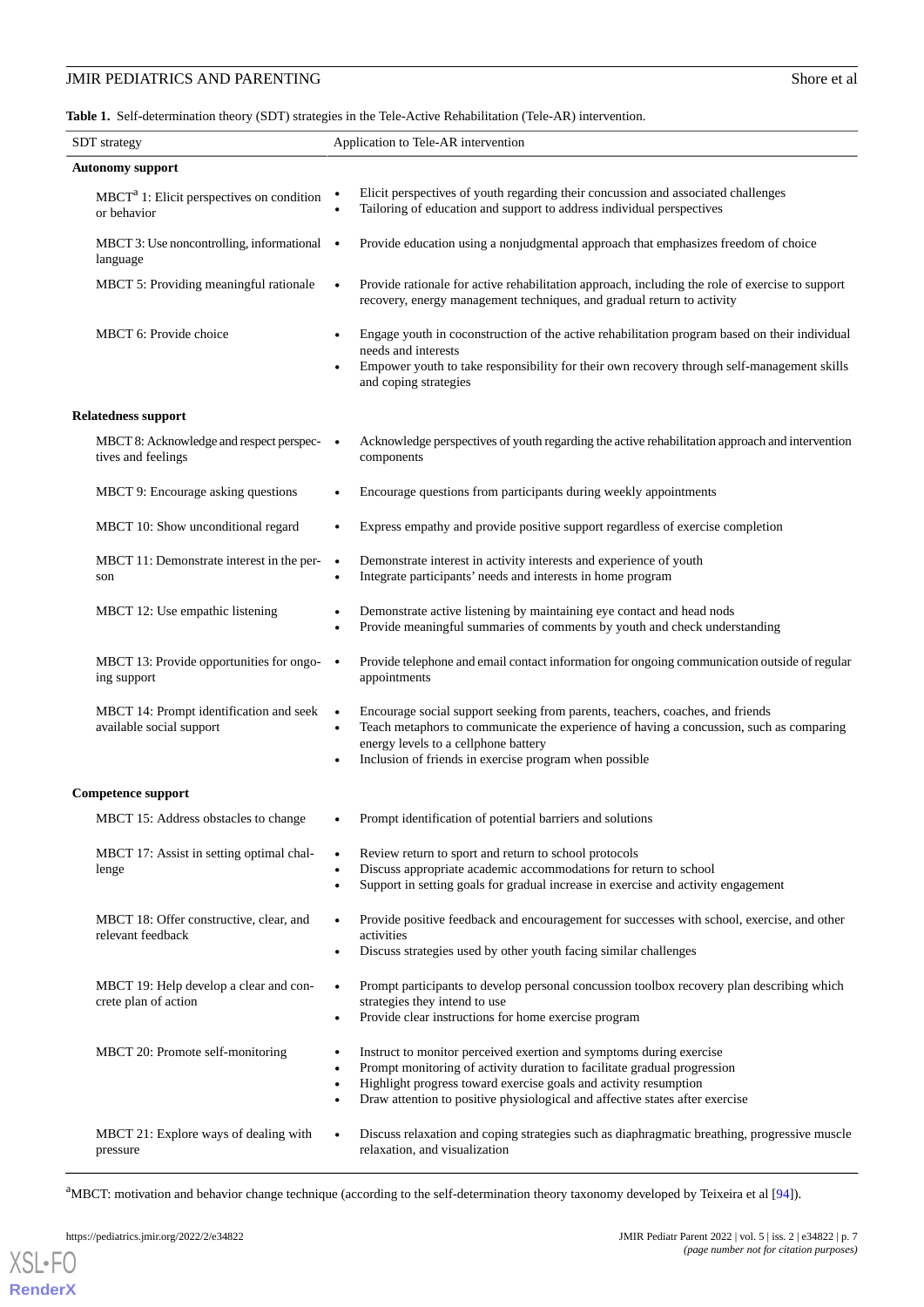**Table 1.** Self-determination theory (SDT) strategies in the Tele-Active Rehabilitation (Tele-AR) intervention.

| SDT strategy | Application to Tele-AR intervention |
|---|---|
| **Autonomy support** | |
| MBCT[a] 1: Elicit perspectives on condition or behavior | • Elicit perspectives of youth regarding their concussion and associated challenges<br>• Tailoring of education and support to address individual perspectives |
| MBCT 3: Use noncontrolling, informational language | • Provide education using a nonjudgmental approach that emphasizes freedom of choice |
| MBCT 5: Providing meaningful rationale | • Provide rationale for active rehabilitation approach, including the role of exercise to support recovery, energy management techniques, and gradual return to activity |
| MBCT 6: Provide choice | • Engage youth in coconstruction of the active rehabilitation program based on their individual needs and interests<br>• Empower youth to take responsibility for their own recovery through self-management skills and coping strategies |
| **Relatedness support** | |
| MBCT 8: Acknowledge and respect perspectives and feelings | • Acknowledge perspectives of youth regarding the active rehabilitation approach and intervention components |
| MBCT 9: Encourage asking questions | • Encourage questions from participants during weekly appointments |
| MBCT 10: Show unconditional regard | • Express empathy and provide positive support regardless of exercise completion |
| MBCT 11: Demonstrate interest in the person | • Demonstrate interest in activity interests and experience of youth<br>• Integrate participants' needs and interests in home program |
| MBCT 12: Use empathic listening | • Demonstrate active listening by maintaining eye contact and head nods<br>• Provide meaningful summaries of comments by youth and check understanding |
| MBCT 13: Provide opportunities for ongoing support | • Provide telephone and email contact information for ongoing communication outside of regular appointments |
| MBCT 14: Prompt identification and seek available social support | • Encourage social support seeking from parents, teachers, coaches, and friends<br>• Teach metaphors to communicate the experience of having a concussion, such as comparing energy levels to a cellphone battery<br>• Inclusion of friends in exercise program when possible |
| **Competence support** | |
| MBCT 15: Address obstacles to change | • Prompt identification of potential barriers and solutions |
| MBCT 17: Assist in setting optimal challenge | • Review return to sport and return to school protocols<br>• Discuss appropriate academic accommodations for return to school<br>• Support in setting goals for gradual increase in exercise and activity engagement |
| MBCT 18: Offer constructive, clear, and relevant feedback | • Provide positive feedback and encouragement for successes with school, exercise, and other activities<br>• Discuss strategies used by other youth facing similar challenges |
| MBCT 19: Help develop a clear and concrete plan of action | • Prompt participants to develop personal concussion toolbox recovery plan describing which strategies they intend to use<br>• Provide clear instructions for home exercise program |
| MBCT 20: Promote self-monitoring | • Instruct to monitor perceived exertion and symptoms during exercise<br>• Prompt monitoring of activity duration to facilitate gradual progression<br>• Highlight progress toward exercise goals and activity resumption<br>• Draw attention to positive physiological and affective states after exercise |
| MBCT 21: Explore ways of dealing with pressure | • Discuss relaxation and coping strategies such as diaphragmatic breathing, progressive muscle relaxation, and visualization |

[a]MBCT: motivation and behavior change technique (according to the self-determination theory taxonomy developed by Teixeira et al [94]).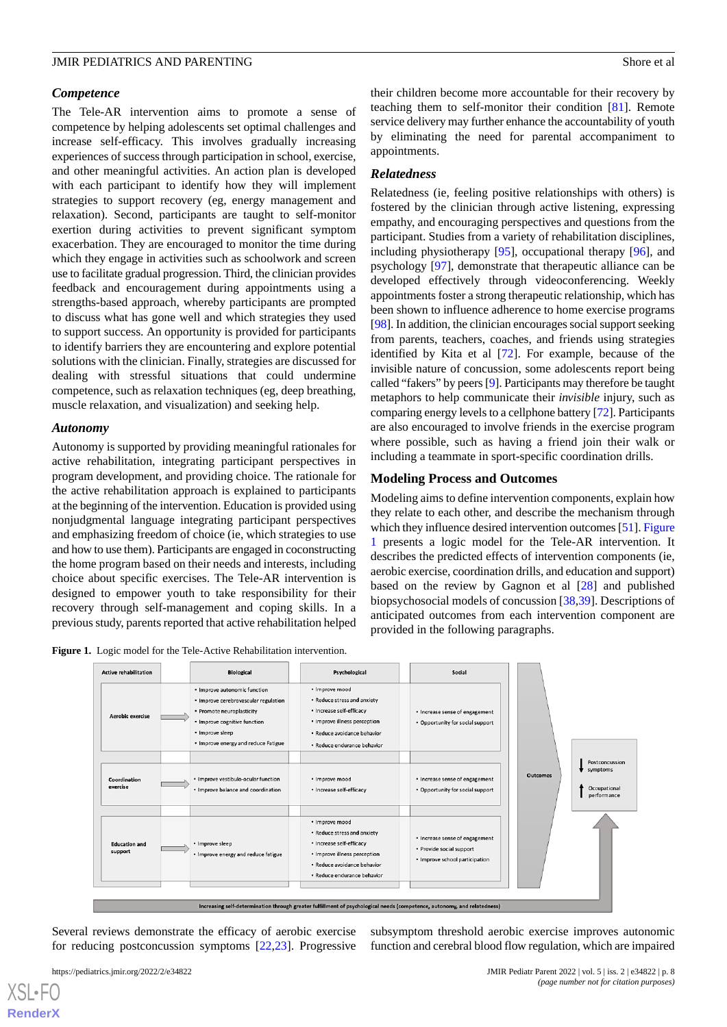### Competence

The Tele-AR intervention aims to promote a sense of competence by helping adolescents set optimal challenges and increase self-efficacy. This involves gradually increasing experiences of success through participation in school, exercise, and other meaningful activities. An action plan is developed with each participant to identify how they will implement strategies to support recovery (eg, energy management and relaxation). Second, participants are taught to self-monitor exertion during activities to prevent significant symptom exacerbation. They are encouraged to monitor the time during which they engage in activities such as schoolwork and screen use to facilitate gradual progression. Third, the clinician provides feedback and encouragement during appointments using a strengths-based approach, whereby participants are prompted to discuss what has gone well and which strategies they used to support success. An opportunity is provided for participants to identify barriers they are encountering and explore potential solutions with the clinician. Finally, strategies are discussed for dealing with stressful situations that could undermine competence, such as relaxation techniques (eg, deep breathing, muscle relaxation, and visualization) and seeking help.

### Autonomy

Autonomy is supported by providing meaningful rationales for active rehabilitation, integrating participant perspectives in program development, and providing choice. The rationale for the active rehabilitation approach is explained to participants at the beginning of the intervention. Education is provided using nonjudgmental language integrating participant perspectives and emphasizing freedom of choice (ie, which strategies to use and how to use them). Participants are engaged in coconstructing the home program based on their needs and interests, including choice about specific exercises. The Tele-AR intervention is designed to empower youth to take responsibility for their recovery through self-management and coping skills. In a previous study, parents reported that active rehabilitation helped their children become more accountable for their recovery by teaching them to self-monitor their condition [81]. Remote service delivery may further enhance the accountability of youth by eliminating the need for parental accompaniment to appointments.

### Relatedness

Relatedness (ie, feeling positive relationships with others) is fostered by the clinician through active listening, expressing empathy, and encouraging perspectives and questions from the participant. Studies from a variety of rehabilitation disciplines, including physiotherapy [95], occupational therapy [96], and psychology [97], demonstrate that therapeutic alliance can be developed effectively through videoconferencing. Weekly appointments foster a strong therapeutic relationship, which has been shown to influence adherence to home exercise programs [98]. In addition, the clinician encourages social support seeking from parents, teachers, coaches, and friends using strategies identified by Kita et al [72]. For example, because of the invisible nature of concussion, some adolescents report being called "fakers" by peers [9]. Participants may therefore be taught metaphors to help communicate their *invisible* injury, such as comparing energy levels to a cellphone battery [72]. Participants are also encouraged to involve friends in the exercise program where possible, such as having a friend join their walk or including a teammate in sport-specific coordination drills.

## Modeling Process and Outcomes

Modeling aims to define intervention components, explain how they relate to each other, and describe the mechanism through which they influence desired intervention outcomes [51]. Figure 1 presents a logic model for the Tele-AR intervention. It describes the predicted effects of intervention components (ie, aerobic exercise, coordination drills, and education and support) based on the review by Gagnon et al [28] and published biopsychosocial models of concussion [38,39]. Descriptions of anticipated outcomes from each intervention component are provided in the following paragraphs.

**Figure 1.** Logic model for the Tele-Active Rehabilitation intervention.

| Active rehabilitation | Biological | Psychological | Social |
|---|---|---|---|
| Aerobic exercise | • Improve autonomic function<br>• Improve cerebrovascular regulation<br>• Promote neuroplasticity<br>• Improve cognitive function<br>• Improve sleep<br>• Improve energy and reduce Fatigue | • Improve mood<br>• Reduce stress and anxiety<br>• Increase self-efficacy<br>• Improve illness perception<br>• Reduce avoidance behavior<br>• Reduce endurance behavior | • Increase sense of engagement<br>• Opportunity for social support |
| Coordination exercise | • Improve vestibulo-ocular function<br>• Improve balance and coordination | • Improve mood<br>• Increase self-efficacy | • Increase sense of engagement<br>• Opportunity for social support |
| Education and support | • Improve sleep<br>• Improve energy and reduce fatigue | • Improve mood<br>• Reduce stress and anxiety<br>• Increase self-efficacy<br>• Improve illness perception<br>• Reduce avoidance behavior<br>• Reduce endurance behavior | • Increase sense of engagement<br>• Provide social support<br>• Improve school participation |

Outcomes: ↓ Postconcussion symptoms; ↑ Occupational performance

Increasing self-determination through greater fulfillment of psychological needs (competence, autonomy, and relatedness)

Several reviews demonstrate the efficacy of aerobic exercise for reducing postconcussion symptoms [22,23]. Progressive subsymptom threshold aerobic exercise improves autonomic function and cerebral blood flow regulation, which are impaired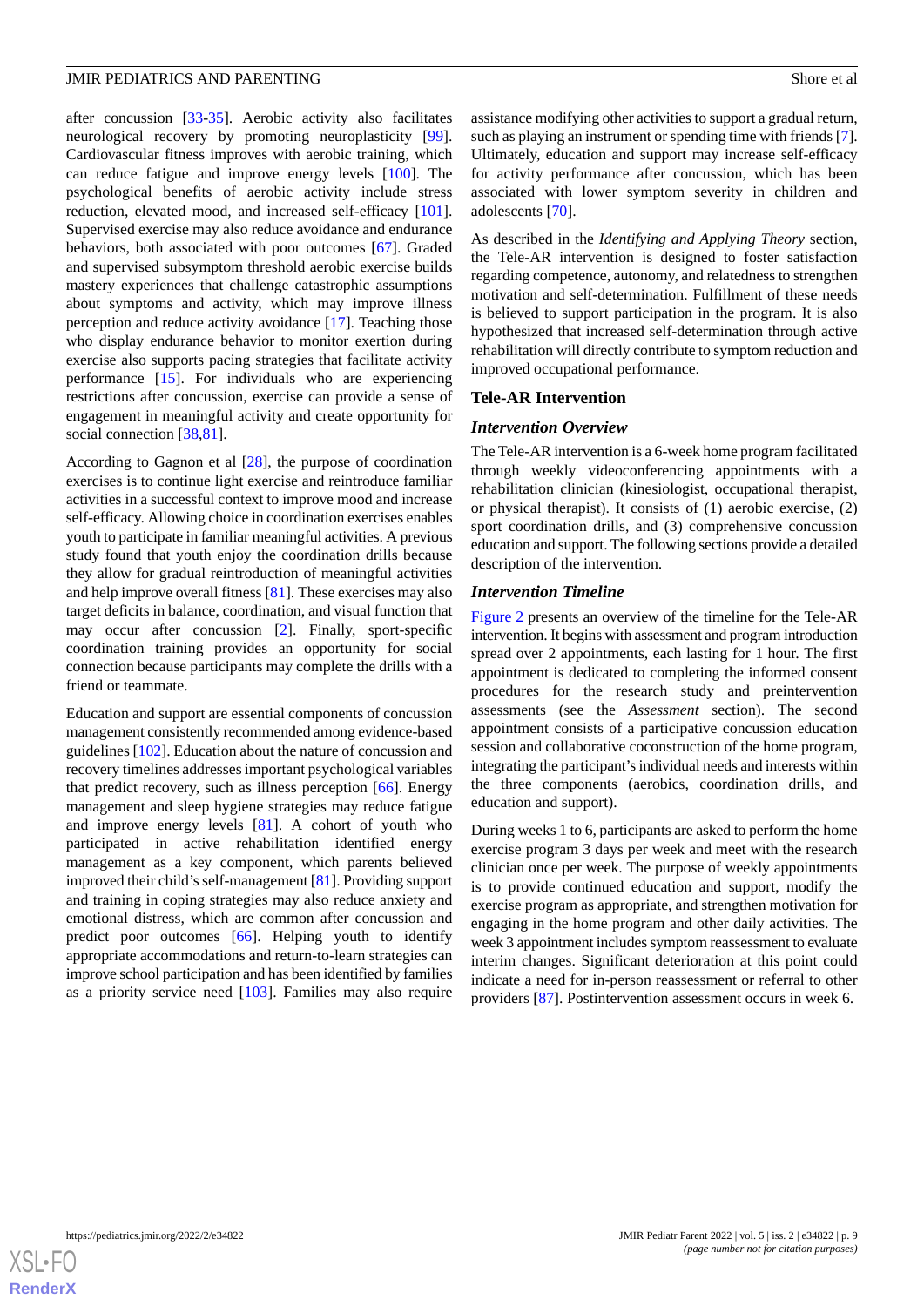after concussion [33-35]. Aerobic activity also facilitates neurological recovery by promoting neuroplasticity [99]. Cardiovascular fitness improves with aerobic training, which can reduce fatigue and improve energy levels [100]. The psychological benefits of aerobic activity include stress reduction, elevated mood, and increased self-efficacy [101]. Supervised exercise may also reduce avoidance and endurance behaviors, both associated with poor outcomes [67]. Graded and supervised subsymptom threshold aerobic exercise builds mastery experiences that challenge catastrophic assumptions about symptoms and activity, which may improve illness perception and reduce activity avoidance [17]. Teaching those who display endurance behavior to monitor exertion during exercise also supports pacing strategies that facilitate activity performance [15]. For individuals who are experiencing restrictions after concussion, exercise can provide a sense of engagement in meaningful activity and create opportunity for social connection [38,81].

According to Gagnon et al [28], the purpose of coordination exercises is to continue light exercise and reintroduce familiar activities in a successful context to improve mood and increase self-efficacy. Allowing choice in coordination exercises enables youth to participate in familiar meaningful activities. A previous study found that youth enjoy the coordination drills because they allow for gradual reintroduction of meaningful activities and help improve overall fitness [81]. These exercises may also target deficits in balance, coordination, and visual function that may occur after concussion [2]. Finally, sport-specific coordination training provides an opportunity for social connection because participants may complete the drills with a friend or teammate.

Education and support are essential components of concussion management consistently recommended among evidence-based guidelines [102]. Education about the nature of concussion and recovery timelines addresses important psychological variables that predict recovery, such as illness perception [66]. Energy management and sleep hygiene strategies may reduce fatigue and improve energy levels [81]. A cohort of youth who participated in active rehabilitation identified energy management as a key component, which parents believed improved their child's self-management [81]. Providing support and training in coping strategies may also reduce anxiety and emotional distress, which are common after concussion and predict poor outcomes [66]. Helping youth to identify appropriate accommodations and return-to-learn strategies can improve school participation and has been identified by families as a priority service need [103]. Families may also require assistance modifying other activities to support a gradual return, such as playing an instrument or spending time with friends [7]. Ultimately, education and support may increase self-efficacy for activity performance after concussion, which has been associated with lower symptom severity in children and adolescents [70].

As described in the *Identifying and Applying Theory* section, the Tele-AR intervention is designed to foster satisfaction regarding competence, autonomy, and relatedness to strengthen motivation and self-determination. Fulfillment of these needs is believed to support participation in the program. It is also hypothesized that increased self-determination through active rehabilitation will directly contribute to symptom reduction and improved occupational performance.

## Tele-AR Intervention

### Intervention Overview

The Tele-AR intervention is a 6-week home program facilitated through weekly videoconferencing appointments with a rehabilitation clinician (kinesiologist, occupational therapist, or physical therapist). It consists of (1) aerobic exercise, (2) sport coordination drills, and (3) comprehensive concussion education and support. The following sections provide a detailed description of the intervention.

### Intervention Timeline

Figure 2 presents an overview of the timeline for the Tele-AR intervention. It begins with assessment and program introduction spread over 2 appointments, each lasting for 1 hour. The first appointment is dedicated to completing the informed consent procedures for the research study and preintervention assessments (see the *Assessment* section). The second appointment consists of a participative concussion education session and collaborative coconstruction of the home program, integrating the participant's individual needs and interests within the three components (aerobics, coordination drills, and education and support).

During weeks 1 to 6, participants are asked to perform the home exercise program 3 days per week and meet with the research clinician once per week. The purpose of weekly appointments is to provide continued education and support, modify the exercise program as appropriate, and strengthen motivation for engaging in the home program and other daily activities. The week 3 appointment includes symptom reassessment to evaluate interim changes. Significant deterioration at this point could indicate a need for in-person reassessment or referral to other providers [87]. Postintervention assessment occurs in week 6.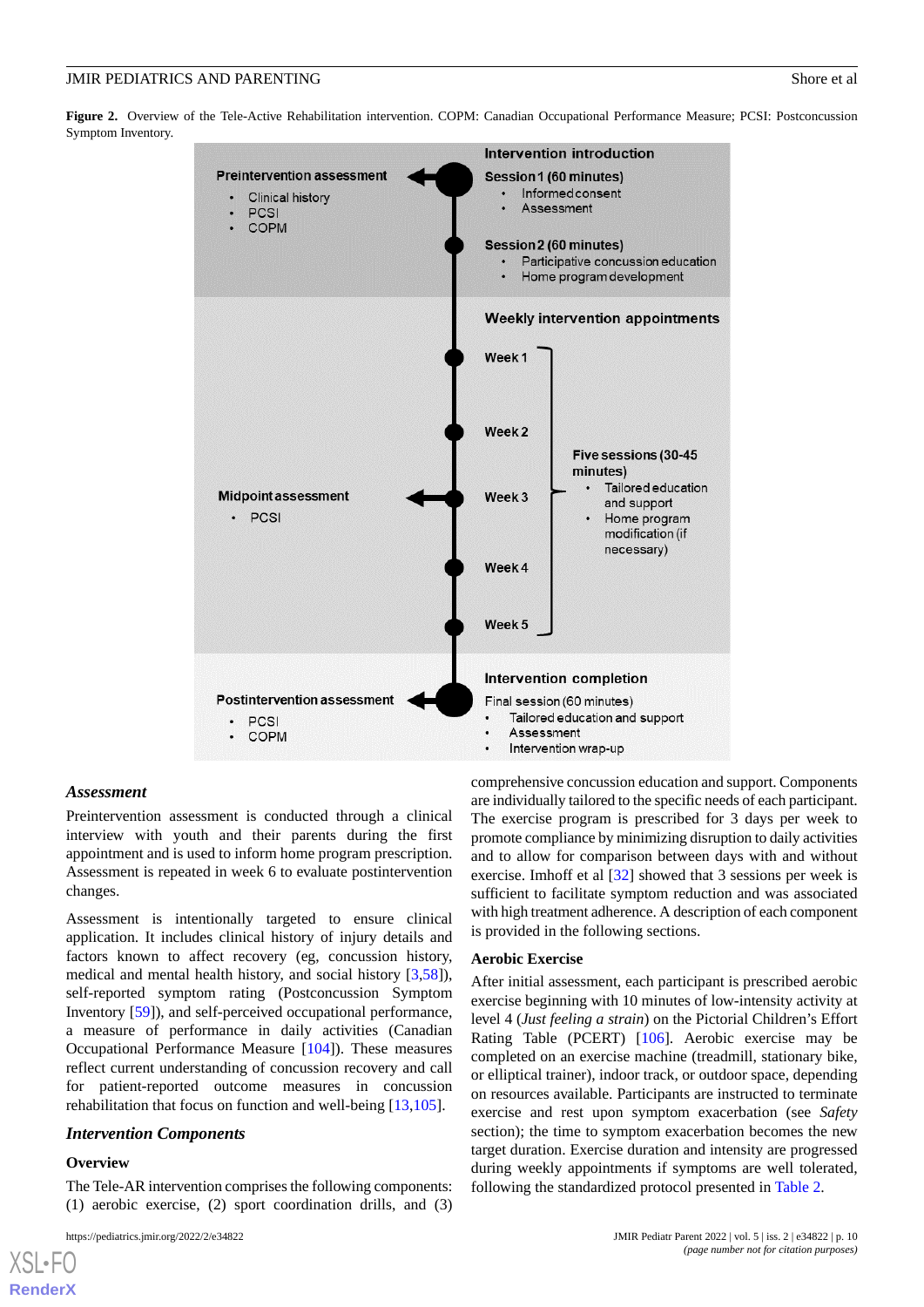**Figure 2.** Overview of the Tele-Active Rehabilitation intervention. COPM: Canadian Occupational Performance Measure; PCSI: Postconcussion Symptom Inventory.

**Intervention introduction**

**Preintervention assessment**
- Clinical history
- PCSI
- COPM

**Session 1 (60 minutes)**
- Informed consent
- Assessment

**Session 2 (60 minutes)**
- Participative concussion education
- Home program development

**Weekly intervention appointments**

Week 1, Week 2, Week 3, Week 4, Week 5

**Five sessions (30-45 minutes)**
- Tailored education and support
- Home program modification (if necessary)

**Midpoint assessment** (Week 3)
- PCSI

**Intervention completion**

**Postintervention assessment**
- PCSI
- COPM

Final session (60 minutes)
- Tailored education and support
- Assessment
- Intervention wrap-up

### *Assessment*

Preintervention assessment is conducted through a clinical interview with youth and their parents during the first appointment and is used to inform home program prescription. Assessment is repeated in week 6 to evaluate postintervention changes.

Assessment is intentionally targeted to ensure clinical application. It includes clinical history of injury details and factors known to affect recovery (eg, concussion history, medical and mental health history, and social history [3,58]), self-reported symptom rating (Postconcussion Symptom Inventory [59]), and self-perceived occupational performance, a measure of performance in daily activities (Canadian Occupational Performance Measure [104]). These measures reflect current understanding of concussion recovery and call for patient-reported outcome measures in concussion rehabilitation that focus on function and well-being [13,105].

### *Intervention Components*

#### Overview

The Tele-AR intervention comprises the following components: (1) aerobic exercise, (2) sport coordination drills, and (3) comprehensive concussion education and support. Components are individually tailored to the specific needs of each participant. The exercise program is prescribed for 3 days per week to promote compliance by minimizing disruption to daily activities and to allow for comparison between days with and without exercise. Imhoff et al [32] showed that 3 sessions per week is sufficient to facilitate symptom reduction and was associated with high treatment adherence. A description of each component is provided in the following sections.

#### Aerobic Exercise

After initial assessment, each participant is prescribed aerobic exercise beginning with 10 minutes of low-intensity activity at level 4 (*Just feeling a strain*) on the Pictorial Children's Effort Rating Table (PCERT) [106]. Aerobic exercise may be completed on an exercise machine (treadmill, stationary bike, or elliptical trainer), indoor track, or outdoor space, depending on resources available. Participants are instructed to terminate exercise and rest upon symptom exacerbation (see *Safety* section); the time to symptom exacerbation becomes the new target duration. Exercise duration and intensity are progressed during weekly appointments if symptoms are well tolerated, following the standardized protocol presented in Table 2.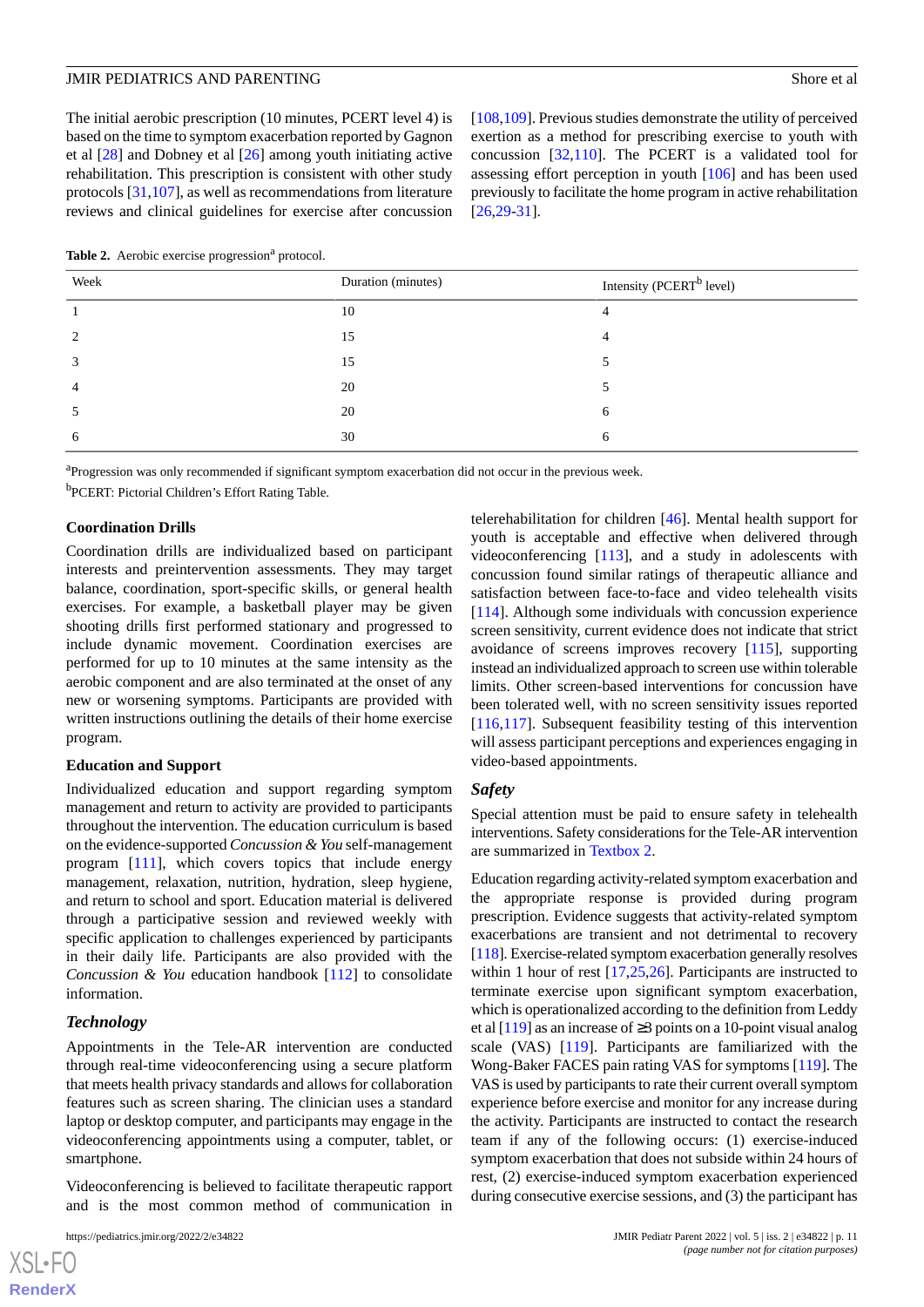The initial aerobic prescription (10 minutes, PCERT level 4) is based on the time to symptom exacerbation reported by Gagnon et al [28] and Dobney et al [26] among youth initiating active rehabilitation. This prescription is consistent with other study protocols [31,107], as well as recommendations from literature reviews and clinical guidelines for exercise after concussion [108,109]. Previous studies demonstrate the utility of perceived exertion as a method for prescribing exercise to youth with concussion [32,110]. The PCERT is a validated tool for assessing effort perception in youth [106] and has been used previously to facilitate the home program in active rehabilitation [26,29-31].

**Table 2.** Aerobic exercise progression[a] protocol.

| Week | Duration (minutes) | Intensity (PCERT[b] level) |
|---|---|---|
| 1 | 10 | 4 |
| 2 | 15 | 4 |
| 3 | 15 | 5 |
| 4 | 20 | 5 |
| 5 | 20 | 6 |
| 6 | 30 | 6 |

[a]Progression was only recommended if significant symptom exacerbation did not occur in the previous week.

[b]PCERT: Pictorial Children's Effort Rating Table.

### Coordination Drills

Coordination drills are individualized based on participant interests and preintervention assessments. They may target balance, coordination, sport-specific skills, or general health exercises. For example, a basketball player may be given shooting drills first performed stationary and progressed to include dynamic movement. Coordination exercises are performed for up to 10 minutes at the same intensity as the aerobic component and are also terminated at the onset of any new or worsening symptoms. Participants are provided with written instructions outlining the details of their home exercise program.

### Education and Support

Individualized education and support regarding symptom management and return to activity are provided to participants throughout the intervention. The education curriculum is based on the evidence-supported *Concussion & You* self-management program [111], which covers topics that include energy management, relaxation, nutrition, hydration, sleep hygiene, and return to school and sport. Education material is delivered through a participative session and reviewed weekly with specific application to challenges experienced by participants in their daily life. Participants are also provided with the *Concussion & You* education handbook [112] to consolidate information.

## *Technology*

Appointments in the Tele-AR intervention are conducted through real-time videoconferencing using a secure platform that meets health privacy standards and allows for collaboration features such as screen sharing. The clinician uses a standard laptop or desktop computer, and participants may engage in the videoconferencing appointments using a computer, tablet, or smartphone.

Videoconferencing is believed to facilitate therapeutic rapport and is the most common method of communication in telerehabilitation for children [46]. Mental health support for youth is acceptable and effective when delivered through videoconferencing [113], and a study in adolescents with concussion found similar ratings of therapeutic alliance and satisfaction between face-to-face and video telehealth visits [114]. Although some individuals with concussion experience screen sensitivity, current evidence does not indicate that strict avoidance of screens improves recovery [115], supporting instead an individualized approach to screen use within tolerable limits. Other screen-based interventions for concussion have been tolerated well, with no screen sensitivity issues reported [116,117]. Subsequent feasibility testing of this intervention will assess participant perceptions and experiences engaging in video-based appointments.

## *Safety*

Special attention must be paid to ensure safety in telehealth interventions. Safety considerations for the Tele-AR intervention are summarized in Textbox 2.

Education regarding activity-related symptom exacerbation and the appropriate response is provided during program prescription. Evidence suggests that activity-related symptom exacerbations are transient and not detrimental to recovery [118]. Exercise-related symptom exacerbation generally resolves within 1 hour of rest [17,25,26]. Participants are instructed to terminate exercise upon significant symptom exacerbation, which is operationalized according to the definition from Leddy et al [119] as an increase of ≥3 points on a 10-point visual analog scale (VAS) [119]. Participants are familiarized with the Wong-Baker FACES pain rating VAS for symptoms [119]. The VAS is used by participants to rate their current overall symptom experience before exercise and monitor for any increase during the activity. Participants are instructed to contact the research team if any of the following occurs: (1) exercise-induced symptom exacerbation that does not subside within 24 hours of rest, (2) exercise-induced symptom exacerbation experienced during consecutive exercise sessions, and (3) the participant has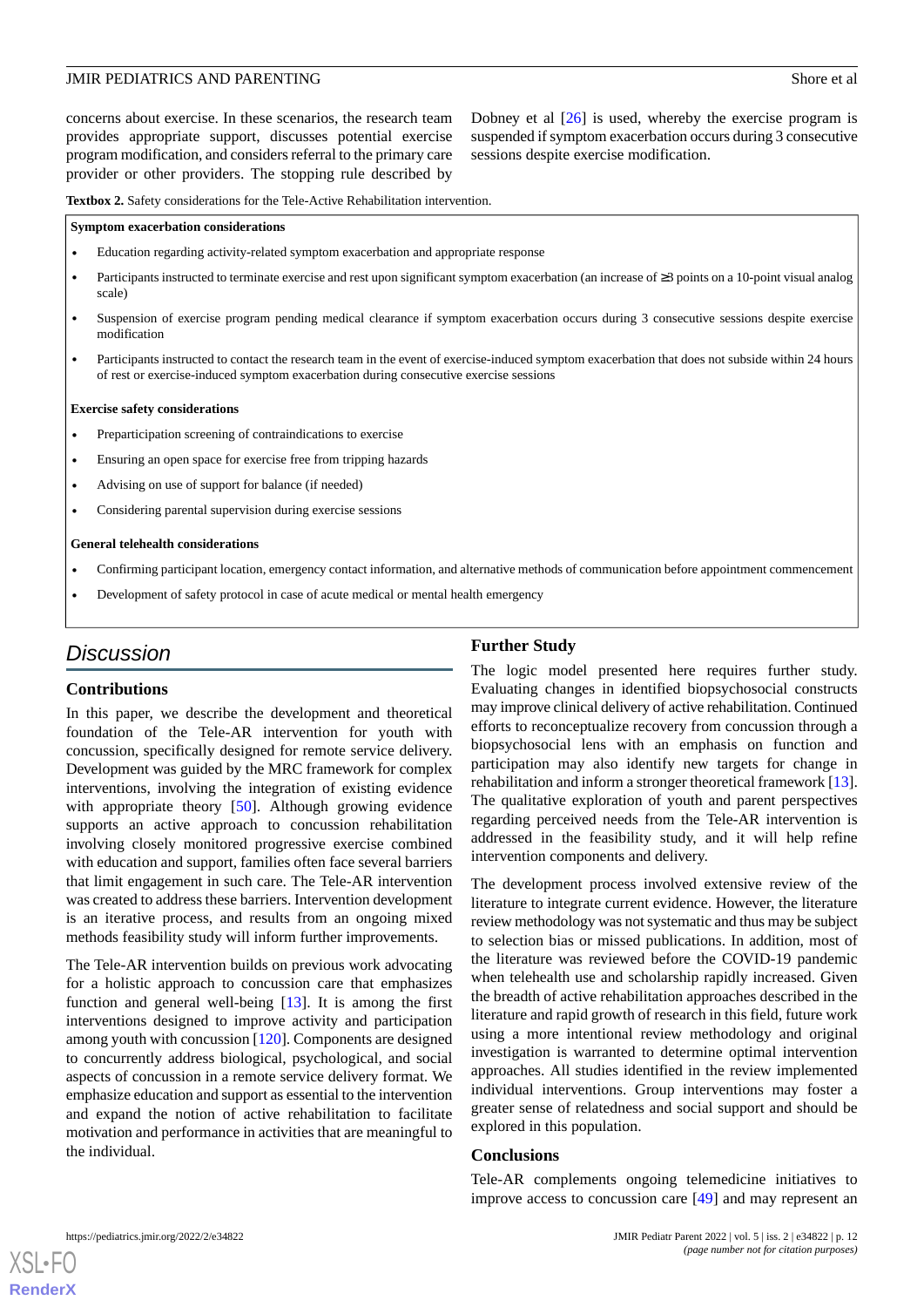concerns about exercise. In these scenarios, the research team provides appropriate support, discusses potential exercise program modification, and considers referral to the primary care provider or other providers. The stopping rule described by Dobney et al [26] is used, whereby the exercise program is suspended if symptom exacerbation occurs during 3 consecutive sessions despite exercise modification.

**Textbox 2.** Safety considerations for the Tele-Active Rehabilitation intervention.

**Symptom exacerbation considerations**

- Education regarding activity-related symptom exacerbation and appropriate response
- Participants instructed to terminate exercise and rest upon significant symptom exacerbation (an increase of ≥3 points on a 10-point visual analog scale)
- Suspension of exercise program pending medical clearance if symptom exacerbation occurs during 3 consecutive sessions despite exercise modification
- Participants instructed to contact the research team in the event of exercise-induced symptom exacerbation that does not subside within 24 hours of rest or exercise-induced symptom exacerbation during consecutive exercise sessions

**Exercise safety considerations**

- Preparticipation screening of contraindications to exercise
- Ensuring an open space for exercise free from tripping hazards
- Advising on use of support for balance (if needed)
- Considering parental supervision during exercise sessions

**General telehealth considerations**

- Confirming participant location, emergency contact information, and alternative methods of communication before appointment commencement
- Development of safety protocol in case of acute medical or mental health emergency

## Discussion

### Contributions

In this paper, we describe the development and theoretical foundation of the Tele-AR intervention for youth with concussion, specifically designed for remote service delivery. Development was guided by the MRC framework for complex interventions, involving the integration of existing evidence with appropriate theory [50]. Although growing evidence supports an active approach to concussion rehabilitation involving closely monitored progressive exercise combined with education and support, families often face several barriers that limit engagement in such care. The Tele-AR intervention was created to address these barriers. Intervention development is an iterative process, and results from an ongoing mixed methods feasibility study will inform further improvements.

The Tele-AR intervention builds on previous work advocating for a holistic approach to concussion care that emphasizes function and general well-being [13]. It is among the first interventions designed to improve activity and participation among youth with concussion [120]. Components are designed to concurrently address biological, psychological, and social aspects of concussion in a remote service delivery format. We emphasize education and support as essential to the intervention and expand the notion of active rehabilitation to facilitate motivation and performance in activities that are meaningful to the individual.

### Further Study

The logic model presented here requires further study. Evaluating changes in identified biopsychosocial constructs may improve clinical delivery of active rehabilitation. Continued efforts to reconceptualize recovery from concussion through a biopsychosocial lens with an emphasis on function and participation may also identify new targets for change in rehabilitation and inform a stronger theoretical framework [13]. The qualitative exploration of youth and parent perspectives regarding perceived needs from the Tele-AR intervention is addressed in the feasibility study, and it will help refine intervention components and delivery.

The development process involved extensive review of the literature to integrate current evidence. However, the literature review methodology was not systematic and thus may be subject to selection bias or missed publications. In addition, most of the literature was reviewed before the COVID-19 pandemic when telehealth use and scholarship rapidly increased. Given the breadth of active rehabilitation approaches described in the literature and rapid growth of research in this field, future work using a more intentional review methodology and original investigation is warranted to determine optimal intervention approaches. All studies identified in the review implemented individual interventions. Group interventions may foster a greater sense of relatedness and social support and should be explored in this population.

### Conclusions

Tele-AR complements ongoing telemedicine initiatives to improve access to concussion care [49] and may represent an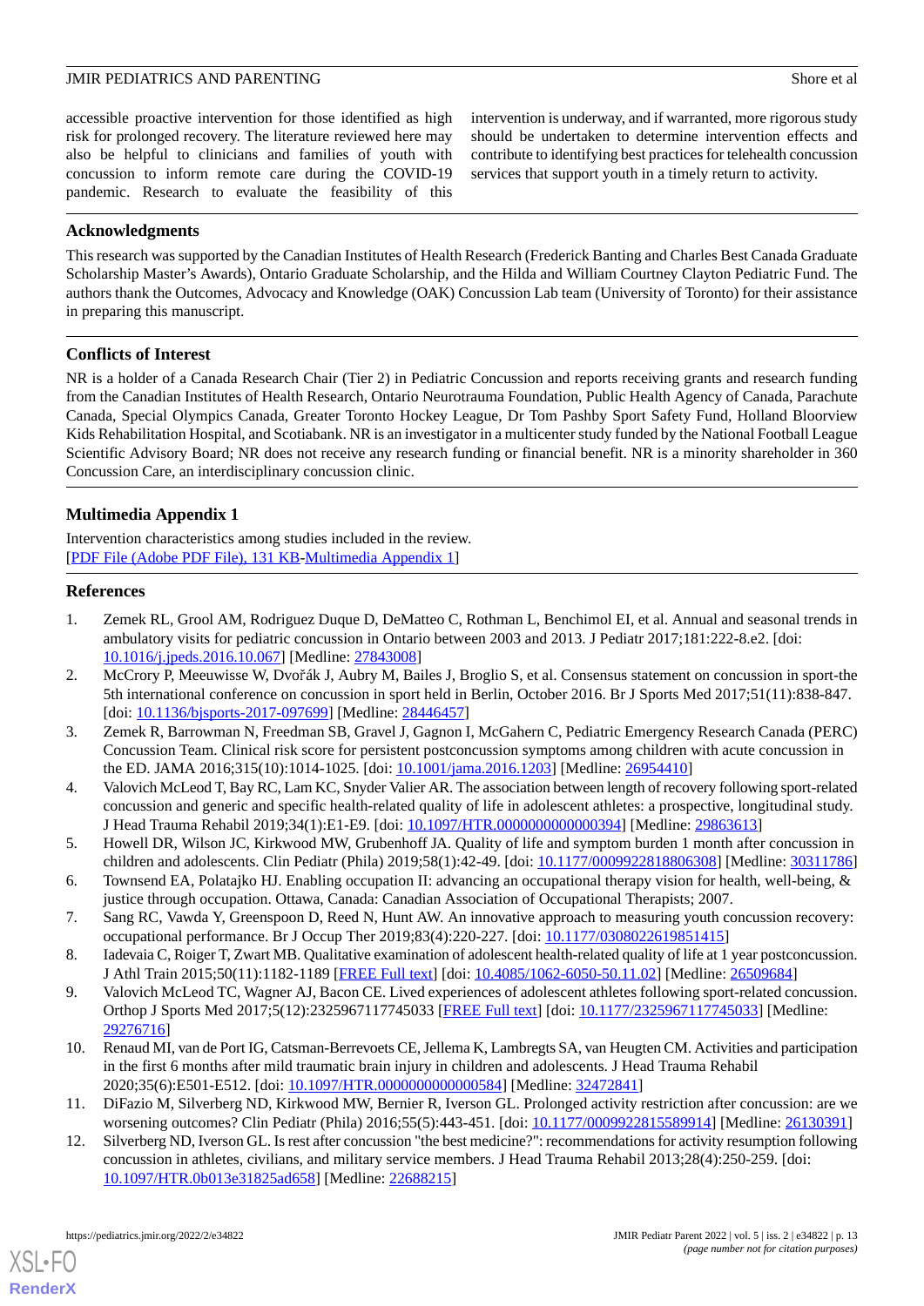accessible proactive intervention for those identified as high risk for prolonged recovery. The literature reviewed here may also be helpful to clinicians and families of youth with concussion to inform remote care during the COVID-19 pandemic. Research to evaluate the feasibility of this intervention is underway, and if warranted, more rigorous study should be undertaken to determine intervention effects and contribute to identifying best practices for telehealth concussion services that support youth in a timely return to activity.

## Acknowledgments

This research was supported by the Canadian Institutes of Health Research (Frederick Banting and Charles Best Canada Graduate Scholarship Master's Awards), Ontario Graduate Scholarship, and the Hilda and William Courtney Clayton Pediatric Fund. The authors thank the Outcomes, Advocacy and Knowledge (OAK) Concussion Lab team (University of Toronto) for their assistance in preparing this manuscript.

## Conflicts of Interest

NR is a holder of a Canada Research Chair (Tier 2) in Pediatric Concussion and reports receiving grants and research funding from the Canadian Institutes of Health Research, Ontario Neurotrauma Foundation, Public Health Agency of Canada, Parachute Canada, Special Olympics Canada, Greater Toronto Hockey League, Dr Tom Pashby Sport Safety Fund, Holland Bloorview Kids Rehabilitation Hospital, and Scotiabank. NR is an investigator in a multicenter study funded by the National Football League Scientific Advisory Board; NR does not receive any research funding or financial benefit. NR is a minority shareholder in 360 Concussion Care, an interdisciplinary concussion clinic.

## Multimedia Appendix 1

Intervention characteristics among studies included in the review.
[PDF File (Adobe PDF File), 131 KB-Multimedia Appendix 1]

## References

1. Zemek RL, Grool AM, Rodriguez Duque D, DeMatteo C, Rothman L, Benchimol EI, et al. Annual and seasonal trends in ambulatory visits for pediatric concussion in Ontario between 2003 and 2013. J Pediatr 2017;181:222-8.e2. [doi: 10.1016/j.jpeds.2016.10.067] [Medline: 27843008]
2. McCrory P, Meeuwisse W, Dvořák J, Aubry M, Bailes J, Broglio S, et al. Consensus statement on concussion in sport-the 5th international conference on concussion in sport held in Berlin, October 2016. Br J Sports Med 2017;51(11):838-847. [doi: 10.1136/bjsports-2017-097699] [Medline: 28446457]
3. Zemek R, Barrowman N, Freedman SB, Gravel J, Gagnon I, McGahern C, Pediatric Emergency Research Canada (PERC) Concussion Team. Clinical risk score for persistent postconcussion symptoms among children with acute concussion in the ED. JAMA 2016;315(10):1014-1025. [doi: 10.1001/jama.2016.1203] [Medline: 26954410]
4. Valovich McLeod T, Bay RC, Lam KC, Snyder Valier AR. The association between length of recovery following sport-related concussion and generic and specific health-related quality of life in adolescent athletes: a prospective, longitudinal study. J Head Trauma Rehabil 2019;34(1):E1-E9. [doi: 10.1097/HTR.0000000000000394] [Medline: 29863613]
5. Howell DR, Wilson JC, Kirkwood MW, Grubenhoff JA. Quality of life and symptom burden 1 month after concussion in children and adolescents. Clin Pediatr (Phila) 2019;58(1):42-49. [doi: 10.1177/0009922818806308] [Medline: 30311786]
6. Townsend EA, Polatajko HJ. Enabling occupation II: advancing an occupational therapy vision for health, well-being, & justice through occupation. Ottawa, Canada: Canadian Association of Occupational Therapists; 2007.
7. Sang RC, Vawda Y, Greenspoon D, Reed N, Hunt AW. An innovative approach to measuring youth concussion recovery: occupational performance. Br J Occup Ther 2019;83(4):220-227. [doi: 10.1177/0308022619851415]
8. Iadevaia C, Roiger T, Zwart MB. Qualitative examination of adolescent health-related quality of life at 1 year postconcussion. J Athl Train 2015;50(11):1182-1189 [FREE Full text] [doi: 10.4085/1062-6050-50.11.02] [Medline: 26509684]
9. Valovich McLeod TC, Wagner AJ, Bacon CE. Lived experiences of adolescent athletes following sport-related concussion. Orthop J Sports Med 2017;5(12):2325967117745033 [FREE Full text] [doi: 10.1177/2325967117745033] [Medline: 29276716]
10. Renaud MI, van de Port IG, Catsman-Berrevoets CE, Jellema K, Lambregts SA, van Heugten CM. Activities and participation in the first 6 months after mild traumatic brain injury in children and adolescents. J Head Trauma Rehabil 2020;35(6):E501-E512. [doi: 10.1097/HTR.0000000000000584] [Medline: 32472841]
11. DiFazio M, Silverberg ND, Kirkwood MW, Bernier R, Iverson GL. Prolonged activity restriction after concussion: are we worsening outcomes? Clin Pediatr (Phila) 2016;55(5):443-451. [doi: 10.1177/0009922815589914] [Medline: 26130391]
12. Silverberg ND, Iverson GL. Is rest after concussion "the best medicine?": recommendations for activity resumption following concussion in athletes, civilians, and military service members. J Head Trauma Rehabil 2013;28(4):250-259. [doi: 10.1097/HTR.0b013e31825ad658] [Medline: 22688215]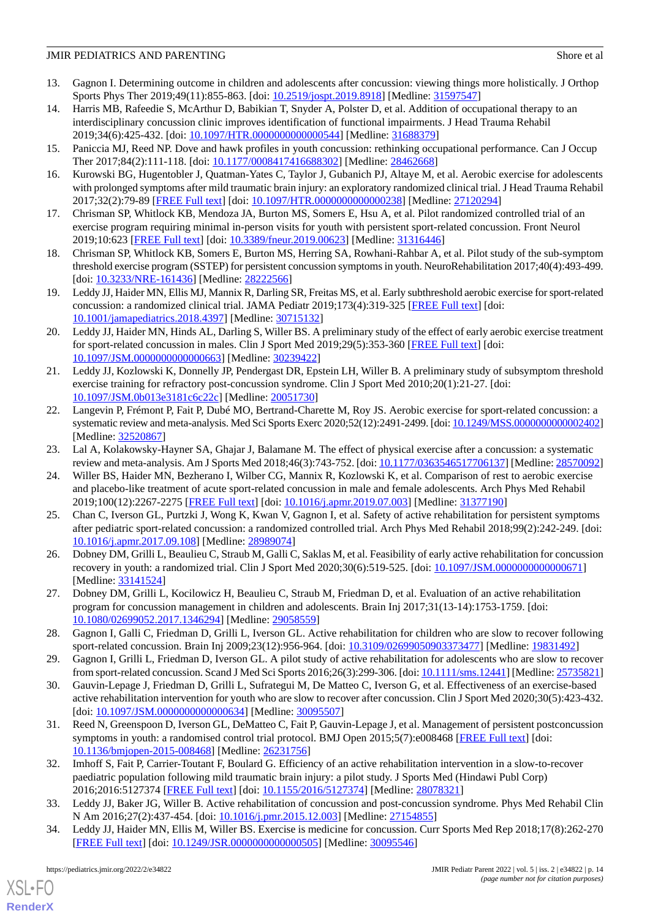13. Gagnon I. Determining outcome in children and adolescents after concussion: viewing things more holistically. J Orthop Sports Phys Ther 2019;49(11):855-863. [doi: 10.2519/jospt.2019.8918] [Medline: 31597547]
14. Harris MB, Rafeedie S, McArthur D, Babikian T, Snyder A, Polster D, et al. Addition of occupational therapy to an interdisciplinary concussion clinic improves identification of functional impairments. J Head Trauma Rehabil 2019;34(6):425-432. [doi: 10.1097/HTR.0000000000000544] [Medline: 31688379]
15. Paniccia MJ, Reed NP. Dove and hawk profiles in youth concussion: rethinking occupational performance. Can J Occup Ther 2017;84(2):111-118. [doi: 10.1177/0008417416688302] [Medline: 28462668]
16. Kurowski BG, Hugentobler J, Quatman-Yates C, Taylor J, Gubanich PJ, Altaye M, et al. Aerobic exercise for adolescents with prolonged symptoms after mild traumatic brain injury: an exploratory randomized clinical trial. J Head Trauma Rehabil 2017;32(2):79-89 [FREE Full text] [doi: 10.1097/HTR.0000000000000238] [Medline: 27120294]
17. Chrisman SP, Whitlock KB, Mendoza JA, Burton MS, Somers E, Hsu A, et al. Pilot randomized controlled trial of an exercise program requiring minimal in-person visits for youth with persistent sport-related concussion. Front Neurol 2019;10:623 [FREE Full text] [doi: 10.3389/fneur.2019.00623] [Medline: 31316446]
18. Chrisman SP, Whitlock KB, Somers E, Burton MS, Herring SA, Rowhani-Rahbar A, et al. Pilot study of the sub-symptom threshold exercise program (SSTEP) for persistent concussion symptoms in youth. NeuroRehabilitation 2017;40(4):493-499. [doi: 10.3233/NRE-161436] [Medline: 28222566]
19. Leddy JJ, Haider MN, Ellis MJ, Mannix R, Darling SR, Freitas MS, et al. Early subthreshold aerobic exercise for sport-related concussion: a randomized clinical trial. JAMA Pediatr 2019;173(4):319-325 [FREE Full text] [doi: 10.1001/jamapediatrics.2018.4397] [Medline: 30715132]
20. Leddy JJ, Haider MN, Hinds AL, Darling S, Willer BS. A preliminary study of the effect of early aerobic exercise treatment for sport-related concussion in males. Clin J Sport Med 2019;29(5):353-360 [FREE Full text] [doi: 10.1097/JSM.0000000000000663] [Medline: 30239422]
21. Leddy JJ, Kozlowski K, Donnelly JP, Pendergast DR, Epstein LH, Willer B. A preliminary study of subsymptom threshold exercise training for refractory post-concussion syndrome. Clin J Sport Med 2010;20(1):21-27. [doi: 10.1097/JSM.0b013e3181c6c22c] [Medline: 20051730]
22. Langevin P, Frémont P, Fait P, Dubé MO, Bertrand-Charette M, Roy JS. Aerobic exercise for sport-related concussion: a systematic review and meta-analysis. Med Sci Sports Exerc 2020;52(12):2491-2499. [doi: 10.1249/MSS.0000000000002402] [Medline: 32520867]
23. Lal A, Kolakowsky-Hayner SA, Ghajar J, Balamane M. The effect of physical exercise after a concussion: a systematic review and meta-analysis. Am J Sports Med 2018;46(3):743-752. [doi: 10.1177/0363546517706137] [Medline: 28570092]
24. Willer BS, Haider MN, Bezherano I, Wilber CG, Mannix R, Kozlowski K, et al. Comparison of rest to aerobic exercise and placebo-like treatment of acute sport-related concussion in male and female adolescents. Arch Phys Med Rehabil 2019;100(12):2267-2275 [FREE Full text] [doi: 10.1016/j.apmr.2019.07.003] [Medline: 31377190]
25. Chan C, Iverson GL, Purtzki J, Wong K, Kwan V, Gagnon I, et al. Safety of active rehabilitation for persistent symptoms after pediatric sport-related concussion: a randomized controlled trial. Arch Phys Med Rehabil 2018;99(2):242-249. [doi: 10.1016/j.apmr.2017.09.108] [Medline: 28989074]
26. Dobney DM, Grilli L, Beaulieu C, Straub M, Galli C, Saklas M, et al. Feasibility of early active rehabilitation for concussion recovery in youth: a randomized trial. Clin J Sport Med 2020;30(6):519-525. [doi: 10.1097/JSM.0000000000000671] [Medline: 33141524]
27. Dobney DM, Grilli L, Kocilowicz H, Beaulieu C, Straub M, Friedman D, et al. Evaluation of an active rehabilitation program for concussion management in children and adolescents. Brain Inj 2017;31(13-14):1753-1759. [doi: 10.1080/02699052.2017.1346294] [Medline: 29058559]
28. Gagnon I, Galli C, Friedman D, Grilli L, Iverson GL. Active rehabilitation for children who are slow to recover following sport-related concussion. Brain Inj 2009;23(12):956-964. [doi: 10.3109/02699050903373477] [Medline: 19831492]
29. Gagnon I, Grilli L, Friedman D, Iverson GL. A pilot study of active rehabilitation for adolescents who are slow to recover from sport-related concussion. Scand J Med Sci Sports 2016;26(3):299-306. [doi: 10.1111/sms.12441] [Medline: 25735821]
30. Gauvin-Lepage J, Friedman D, Grilli L, Sufrategui M, De Matteo C, Iverson G, et al. Effectiveness of an exercise-based active rehabilitation intervention for youth who are slow to recover after concussion. Clin J Sport Med 2020;30(5):423-432. [doi: 10.1097/JSM.0000000000000634] [Medline: 30095507]
31. Reed N, Greenspoon D, Iverson GL, DeMatteo C, Fait P, Gauvin-Lepage J, et al. Management of persistent postconcussion symptoms in youth: a randomised control trial protocol. BMJ Open 2015;5(7):e008468 [FREE Full text] [doi: 10.1136/bmjopen-2015-008468] [Medline: 26231756]
32. Imhoff S, Fait P, Carrier-Toutant F, Boulard G. Efficiency of an active rehabilitation intervention in a slow-to-recover paediatric population following mild traumatic brain injury: a pilot study. J Sports Med (Hindawi Publ Corp) 2016;2016:5127374 [FREE Full text] [doi: 10.1155/2016/5127374] [Medline: 28078321]
33. Leddy JJ, Baker JG, Willer B. Active rehabilitation of concussion and post-concussion syndrome. Phys Med Rehabil Clin N Am 2016;27(2):437-454. [doi: 10.1016/j.pmr.2015.12.003] [Medline: 27154855]
34. Leddy JJ, Haider MN, Ellis M, Willer BS. Exercise is medicine for concussion. Curr Sports Med Rep 2018;17(8):262-270 [FREE Full text] [doi: 10.1249/JSR.0000000000000505] [Medline: 30095546]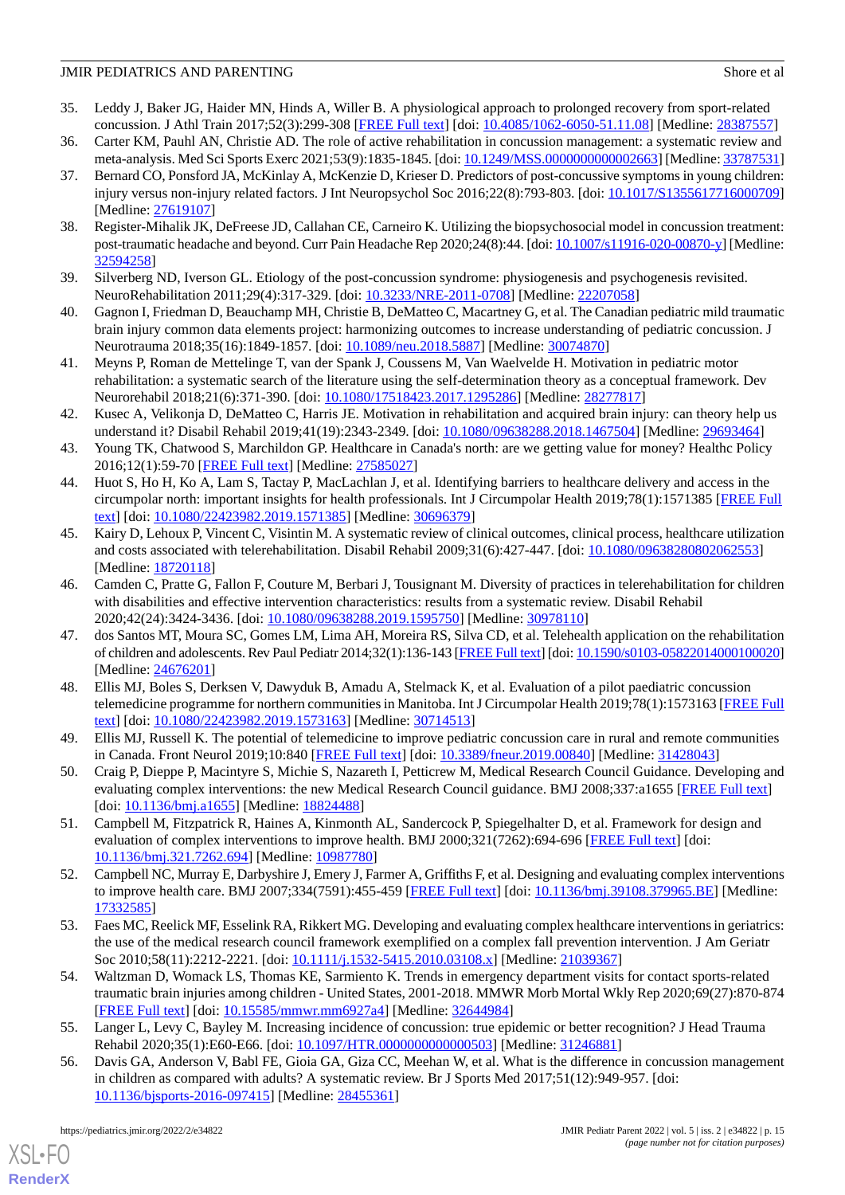35. Leddy J, Baker JG, Haider MN, Hinds A, Willer B. A physiological approach to prolonged recovery from sport-related concussion. J Athl Train 2017;52(3):299-308 [FREE Full text] [doi: 10.4085/1062-6050-51.11.08] [Medline: 28387557]
36. Carter KM, Pauhl AN, Christie AD. The role of active rehabilitation in concussion management: a systematic review and meta-analysis. Med Sci Sports Exerc 2021;53(9):1835-1845. [doi: 10.1249/MSS.0000000000002663] [Medline: 33787531]
37. Bernard CO, Ponsford JA, McKinlay A, McKenzie D, Krieser D. Predictors of post-concussive symptoms in young children: injury versus non-injury related factors. J Int Neuropsychol Soc 2016;22(8):793-803. [doi: 10.1017/S1355617716000709] [Medline: 27619107]
38. Register-Mihalik JK, DeFreese JD, Callahan CE, Carneiro K. Utilizing the biopsychosocial model in concussion treatment: post-traumatic headache and beyond. Curr Pain Headache Rep 2020;24(8):44. [doi: 10.1007/s11916-020-00870-y] [Medline: 32594258]
39. Silverberg ND, Iverson GL. Etiology of the post-concussion syndrome: physiogenesis and psychogenesis revisited. NeuroRehabilitation 2011;29(4):317-329. [doi: 10.3233/NRE-2011-0708] [Medline: 22207058]
40. Gagnon I, Friedman D, Beauchamp MH, Christie B, DeMatteo C, Macartney G, et al. The Canadian pediatric mild traumatic brain injury common data elements project: harmonizing outcomes to increase understanding of pediatric concussion. J Neurotrauma 2018;35(16):1849-1857. [doi: 10.1089/neu.2018.5887] [Medline: 30074870]
41. Meyns P, Roman de Mettelinge T, van der Spank J, Coussens M, Van Waelvelde H. Motivation in pediatric motor rehabilitation: a systematic search of the literature using the self-determination theory as a conceptual framework. Dev Neurorehabil 2018;21(6):371-390. [doi: 10.1080/17518423.2017.1295286] [Medline: 28277817]
42. Kusec A, Velikonja D, DeMatteo C, Harris JE. Motivation in rehabilitation and acquired brain injury: can theory help us understand it? Disabil Rehabil 2019;41(19):2343-2349. [doi: 10.1080/09638288.2018.1467504] [Medline: 29693464]
43. Young TK, Chatwood S, Marchildon GP. Healthcare in Canada's north: are we getting value for money? Healthc Policy 2016;12(1):59-70 [FREE Full text] [Medline: 27585027]
44. Huot S, Ho H, Ko A, Lam S, Tactay P, MacLachlan J, et al. Identifying barriers to healthcare delivery and access in the circumpolar north: important insights for health professionals. Int J Circumpolar Health 2019;78(1):1571385 [FREE Full text] [doi: 10.1080/22423982.2019.1571385] [Medline: 30696379]
45. Kairy D, Lehoux P, Vincent C, Visintin M. A systematic review of clinical outcomes, clinical process, healthcare utilization and costs associated with telerehabilitation. Disabil Rehabil 2009;31(6):427-447. [doi: 10.1080/09638280802062553] [Medline: 18720118]
46. Camden C, Pratte G, Fallon F, Couture M, Berbari J, Tousignant M. Diversity of practices in telerehabilitation for children with disabilities and effective intervention characteristics: results from a systematic review. Disabil Rehabil 2020;42(24):3424-3436. [doi: 10.1080/09638288.2019.1595750] [Medline: 30978110]
47. dos Santos MT, Moura SC, Gomes LM, Lima AH, Moreira RS, Silva CD, et al. Telehealth application on the rehabilitation of children and adolescents. Rev Paul Pediatr 2014;32(1):136-143 [FREE Full text] [doi: 10.1590/s0103-05822014000100020] [Medline: 24676201]
48. Ellis MJ, Boles S, Derksen V, Dawyduk B, Amadu A, Stelmack K, et al. Evaluation of a pilot paediatric concussion telemedicine programme for northern communities in Manitoba. Int J Circumpolar Health 2019;78(1):1573163 [FREE Full text] [doi: 10.1080/22423982.2019.1573163] [Medline: 30714513]
49. Ellis MJ, Russell K. The potential of telemedicine to improve pediatric concussion care in rural and remote communities in Canada. Front Neurol 2019;10:840 [FREE Full text] [doi: 10.3389/fneur.2019.00840] [Medline: 31428043]
50. Craig P, Dieppe P, Macintyre S, Michie S, Nazareth I, Petticrew M, Medical Research Council Guidance. Developing and evaluating complex interventions: the new Medical Research Council guidance. BMJ 2008;337:a1655 [FREE Full text] [doi: 10.1136/bmj.a1655] [Medline: 18824488]
51. Campbell M, Fitzpatrick R, Haines A, Kinmonth AL, Sandercock P, Spiegelhalter D, et al. Framework for design and evaluation of complex interventions to improve health. BMJ 2000;321(7262):694-696 [FREE Full text] [doi: 10.1136/bmj.321.7262.694] [Medline: 10987780]
52. Campbell NC, Murray E, Darbyshire J, Emery J, Farmer A, Griffiths F, et al. Designing and evaluating complex interventions to improve health care. BMJ 2007;334(7591):455-459 [FREE Full text] [doi: 10.1136/bmj.39108.379965.BE] [Medline: 17332585]
53. Faes MC, Reelick MF, Esselink RA, Rikkert MG. Developing and evaluating complex healthcare interventions in geriatrics: the use of the medical research council framework exemplified on a complex fall prevention intervention. J Am Geriatr Soc 2010;58(11):2212-2221. [doi: 10.1111/j.1532-5415.2010.03108.x] [Medline: 21039367]
54. Waltzman D, Womack LS, Thomas KE, Sarmiento K. Trends in emergency department visits for contact sports-related traumatic brain injuries among children - United States, 2001-2018. MMWR Morb Mortal Wkly Rep 2020;69(27):870-874 [FREE Full text] [doi: 10.15585/mmwr.mm6927a4] [Medline: 32644984]
55. Langer L, Levy C, Bayley M. Increasing incidence of concussion: true epidemic or better recognition? J Head Trauma Rehabil 2020;35(1):E60-E66. [doi: 10.1097/HTR.0000000000000503] [Medline: 31246881]
56. Davis GA, Anderson V, Babl FE, Gioia GA, Giza CC, Meehan W, et al. What is the difference in concussion management in children as compared with adults? A systematic review. Br J Sports Med 2017;51(12):949-957. [doi: 10.1136/bjsports-2016-097415] [Medline: 28455361]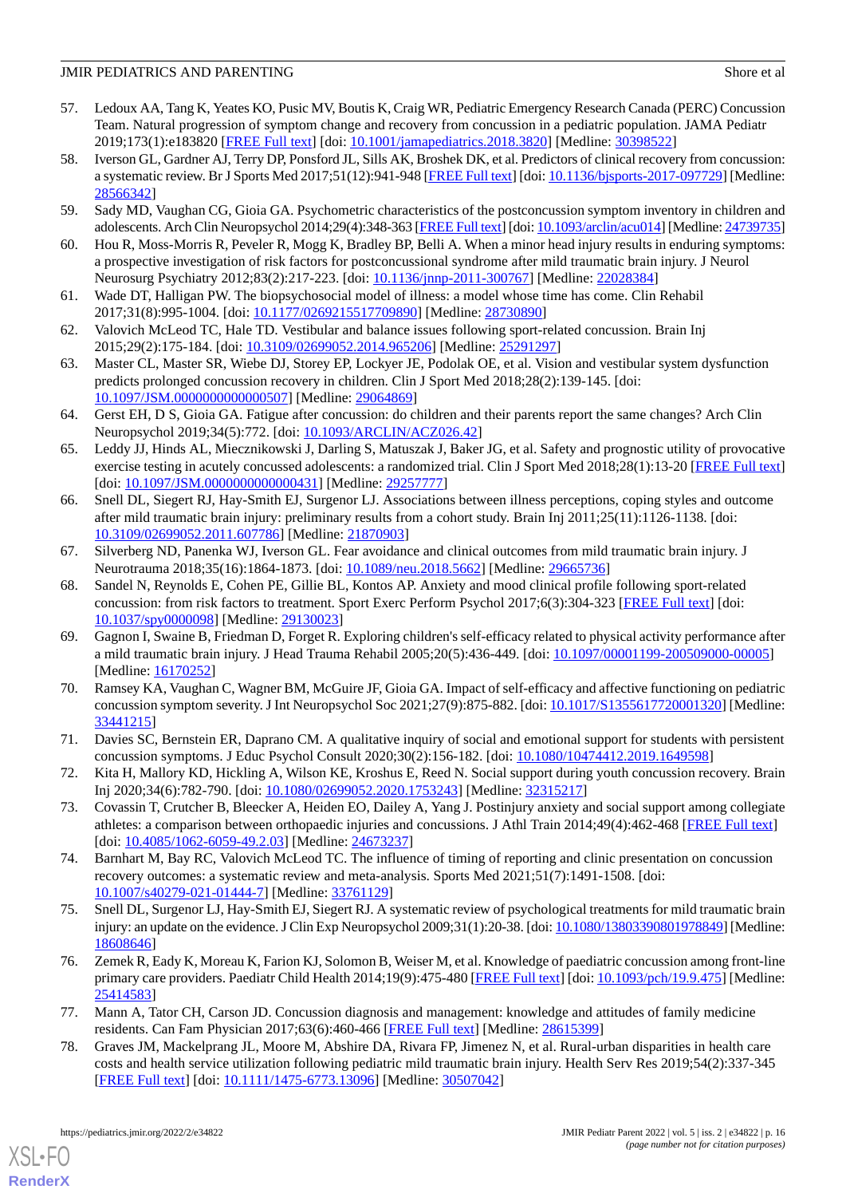57. Ledoux AA, Tang K, Yeates KO, Pusic MV, Boutis K, Craig WR, Pediatric Emergency Research Canada (PERC) Concussion Team. Natural progression of symptom change and recovery from concussion in a pediatric population. JAMA Pediatr 2019;173(1):e183820 [FREE Full text] [doi: 10.1001/jamapediatrics.2018.3820] [Medline: 30398522]
58. Iverson GL, Gardner AJ, Terry DP, Ponsford JL, Sills AK, Broshek DK, et al. Predictors of clinical recovery from concussion: a systematic review. Br J Sports Med 2017;51(12):941-948 [FREE Full text] [doi: 10.1136/bjsports-2017-097729] [Medline: 28566342]
59. Sady MD, Vaughan CG, Gioia GA. Psychometric characteristics of the postconcussion symptom inventory in children and adolescents. Arch Clin Neuropsychol 2014;29(4):348-363 [FREE Full text] [doi: 10.1093/arclin/acu014] [Medline: 24739735]
60. Hou R, Moss-Morris R, Peveler R, Mogg K, Bradley BP, Belli A. When a minor head injury results in enduring symptoms: a prospective investigation of risk factors for postconcussional syndrome after mild traumatic brain injury. J Neurol Neurosurg Psychiatry 2012;83(2):217-223. [doi: 10.1136/jnnp-2011-300767] [Medline: 22028384]
61. Wade DT, Halligan PW. The biopsychosocial model of illness: a model whose time has come. Clin Rehabil 2017;31(8):995-1004. [doi: 10.1177/0269215517709890] [Medline: 28730890]
62. Valovich McLeod TC, Hale TD. Vestibular and balance issues following sport-related concussion. Brain Inj 2015;29(2):175-184. [doi: 10.3109/02699052.2014.965206] [Medline: 25291297]
63. Master CL, Master SR, Wiebe DJ, Storey EP, Lockyer JE, Podolak OE, et al. Vision and vestibular system dysfunction predicts prolonged concussion recovery in children. Clin J Sport Med 2018;28(2):139-145. [doi: 10.1097/JSM.0000000000000507] [Medline: 29064869]
64. Gerst EH, D S, Gioia GA. Fatigue after concussion: do children and their parents report the same changes? Arch Clin Neuropsychol 2019;34(5):772. [doi: 10.1093/ARCLIN/ACZ026.42]
65. Leddy JJ, Hinds AL, Miecznikowski J, Darling S, Matuszak J, Baker JG, et al. Safety and prognostic utility of provocative exercise testing in acutely concussed adolescents: a randomized trial. Clin J Sport Med 2018;28(1):13-20 [FREE Full text] [doi: 10.1097/JSM.0000000000000431] [Medline: 29257777]
66. Snell DL, Siegert RJ, Hay-Smith EJ, Surgenor LJ. Associations between illness perceptions, coping styles and outcome after mild traumatic brain injury: preliminary results from a cohort study. Brain Inj 2011;25(11):1126-1138. [doi: 10.3109/02699052.2011.607786] [Medline: 21870903]
67. Silverberg ND, Panenka WJ, Iverson GL. Fear avoidance and clinical outcomes from mild traumatic brain injury. J Neurotrauma 2018;35(16):1864-1873. [doi: 10.1089/neu.2018.5662] [Medline: 29665736]
68. Sandel N, Reynolds E, Cohen PE, Gillie BL, Kontos AP. Anxiety and mood clinical profile following sport-related concussion: from risk factors to treatment. Sport Exerc Perform Psychol 2017;6(3):304-323 [FREE Full text] [doi: 10.1037/spy0000098] [Medline: 29130023]
69. Gagnon I, Swaine B, Friedman D, Forget R. Exploring children's self-efficacy related to physical activity performance after a mild traumatic brain injury. J Head Trauma Rehabil 2005;20(5):436-449. [doi: 10.1097/00001199-200509000-00005] [Medline: 16170252]
70. Ramsey KA, Vaughan C, Wagner BM, McGuire JF, Gioia GA. Impact of self-efficacy and affective functioning on pediatric concussion symptom severity. J Int Neuropsychol Soc 2021;27(9):875-882. [doi: 10.1017/S1355617720001320] [Medline: 33441215]
71. Davies SC, Bernstein ER, Daprano CM. A qualitative inquiry of social and emotional support for students with persistent concussion symptoms. J Educ Psychol Consult 2020;30(2):156-182. [doi: 10.1080/10474412.2019.1649598]
72. Kita H, Mallory KD, Hickling A, Wilson KE, Kroshus E, Reed N. Social support during youth concussion recovery. Brain Inj 2020;34(6):782-790. [doi: 10.1080/02699052.2020.1753243] [Medline: 32315217]
73. Covassin T, Crutcher B, Bleecker A, Heiden EO, Dailey A, Yang J. Postinjury anxiety and social support among collegiate athletes: a comparison between orthopaedic injuries and concussions. J Athl Train 2014;49(4):462-468 [FREE Full text] [doi: 10.4085/1062-6059-49.2.03] [Medline: 24673237]
74. Barnhart M, Bay RC, Valovich McLeod TC. The influence of timing of reporting and clinic presentation on concussion recovery outcomes: a systematic review and meta-analysis. Sports Med 2021;51(7):1491-1508. [doi: 10.1007/s40279-021-01444-7] [Medline: 33761129]
75. Snell DL, Surgenor LJ, Hay-Smith EJ, Siegert RJ. A systematic review of psychological treatments for mild traumatic brain injury: an update on the evidence. J Clin Exp Neuropsychol 2009;31(1):20-38. [doi: 10.1080/13803390801978849] [Medline: 18608646]
76. Zemek R, Eady K, Moreau K, Farion KJ, Solomon B, Weiser M, et al. Knowledge of paediatric concussion among front-line primary care providers. Paediatr Child Health 2014;19(9):475-480 [FREE Full text] [doi: 10.1093/pch/19.9.475] [Medline: 25414583]
77. Mann A, Tator CH, Carson JD. Concussion diagnosis and management: knowledge and attitudes of family medicine residents. Can Fam Physician 2017;63(6):460-466 [FREE Full text] [Medline: 28615399]
78. Graves JM, Mackelprang JL, Moore M, Abshire DA, Rivara FP, Jimenez N, et al. Rural-urban disparities in health care costs and health service utilization following pediatric mild traumatic brain injury. Health Serv Res 2019;54(2):337-345 [FREE Full text] [doi: 10.1111/1475-6773.13096] [Medline: 30507042]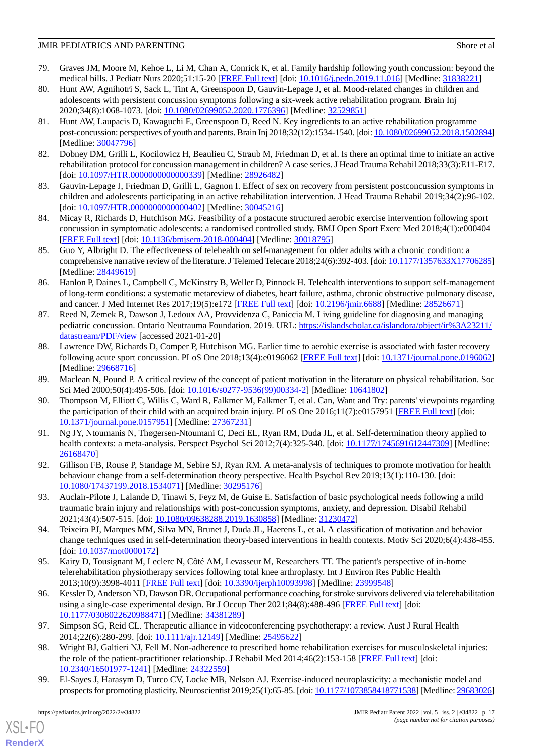79. Graves JM, Moore M, Kehoe L, Li M, Chan A, Conrick K, et al. Family hardship following youth concussion: beyond the medical bills. J Pediatr Nurs 2020;51:15-20 [FREE Full text] [doi: 10.1016/j.pedn.2019.11.016] [Medline: 31838221]
80. Hunt AW, Agnihotri S, Sack L, Tint A, Greenspoon D, Gauvin-Lepage J, et al. Mood-related changes in children and adolescents with persistent concussion symptoms following a six-week active rehabilitation program. Brain Inj 2020;34(8):1068-1073. [doi: 10.1080/02699052.2020.1776396] [Medline: 32529851]
81. Hunt AW, Laupacis D, Kawaguchi E, Greenspoon D, Reed N. Key ingredients to an active rehabilitation programme post-concussion: perspectives of youth and parents. Brain Inj 2018;32(12):1534-1540. [doi: 10.1080/02699052.2018.1502894] [Medline: 30047796]
82. Dobney DM, Grilli L, Kocilowicz H, Beaulieu C, Straub M, Friedman D, et al. Is there an optimal time to initiate an active rehabilitation protocol for concussion management in children? A case series. J Head Trauma Rehabil 2018;33(3):E11-E17. [doi: 10.1097/HTR.0000000000000339] [Medline: 28926482]
83. Gauvin-Lepage J, Friedman D, Grilli L, Gagnon I. Effect of sex on recovery from persistent postconcussion symptoms in children and adolescents participating in an active rehabilitation intervention. J Head Trauma Rehabil 2019;34(2):96-102. [doi: 10.1097/HTR.0000000000000402] [Medline: 30045216]
84. Micay R, Richards D, Hutchison MG. Feasibility of a postacute structured aerobic exercise intervention following sport concussion in symptomatic adolescents: a randomised controlled study. BMJ Open Sport Exerc Med 2018;4(1):e000404 [FREE Full text] [doi: 10.1136/bmjsem-2018-000404] [Medline: 30018795]
85. Guo Y, Albright D. The effectiveness of telehealth on self-management for older adults with a chronic condition: a comprehensive narrative review of the literature. J Telemed Telecare 2018;24(6):392-403. [doi: 10.1177/1357633X17706285] [Medline: 28449619]
86. Hanlon P, Daines L, Campbell C, McKinstry B, Weller D, Pinnock H. Telehealth interventions to support self-management of long-term conditions: a systematic metareview of diabetes, heart failure, asthma, chronic obstructive pulmonary disease, and cancer. J Med Internet Res 2017;19(5):e172 [FREE Full text] [doi: 10.2196/jmir.6688] [Medline: 28526671]
87. Reed N, Zemek R, Dawson J, Ledoux AA, Provvidenza C, Paniccia M. Living guideline for diagnosing and managing pediatric concussion. Ontario Neutrauma Foundation. 2019. URL: https://islandscholar.ca/islandora/object/ir%3A23211/datastream/PDF/view [accessed 2021-01-20]
88. Lawrence DW, Richards D, Comper P, Hutchison MG. Earlier time to aerobic exercise is associated with faster recovery following acute sport concussion. PLoS One 2018;13(4):e0196062 [FREE Full text] [doi: 10.1371/journal.pone.0196062] [Medline: 29668716]
89. Maclean N, Pound P. A critical review of the concept of patient motivation in the literature on physical rehabilitation. Soc Sci Med 2000;50(4):495-506. [doi: 10.1016/s0277-9536(99)00334-2] [Medline: 10641802]
90. Thompson M, Elliott C, Willis C, Ward R, Falkmer M, Falkmer T, et al. Can, Want and Try: parents' viewpoints regarding the participation of their child with an acquired brain injury. PLoS One 2016;11(7):e0157951 [FREE Full text] [doi: 10.1371/journal.pone.0157951] [Medline: 27367231]
91. Ng JY, Ntoumanis N, Thøgersen-Ntoumani C, Deci EL, Ryan RM, Duda JL, et al. Self-determination theory applied to health contexts: a meta-analysis. Perspect Psychol Sci 2012;7(4):325-340. [doi: 10.1177/1745691612447309] [Medline: 26168470]
92. Gillison FB, Rouse P, Standage M, Sebire SJ, Ryan RM. A meta-analysis of techniques to promote motivation for health behaviour change from a self-determination theory perspective. Health Psychol Rev 2019;13(1):110-130. [doi: 10.1080/17437199.2018.1534071] [Medline: 30295176]
93. Auclair-Pilote J, Lalande D, Tinawi S, Feyz M, de Guise E. Satisfaction of basic psychological needs following a mild traumatic brain injury and relationships with post-concussion symptoms, anxiety, and depression. Disabil Rehabil 2021;43(4):507-515. [doi: 10.1080/09638288.2019.1630858] [Medline: 31230472]
94. Teixeira PJ, Marques MM, Silva MN, Brunet J, Duda JL, Haerens L, et al. A classification of motivation and behavior change techniques used in self-determination theory-based interventions in health contexts. Motiv Sci 2020;6(4):438-455. [doi: 10.1037/mot0000172]
95. Kairy D, Tousignant M, Leclerc N, Côté AM, Levasseur M, Researchers TT. The patient's perspective of in-home telerehabilitation physiotherapy services following total knee arthroplasty. Int J Environ Res Public Health 2013;10(9):3998-4011 [FREE Full text] [doi: 10.3390/ijerph10093998] [Medline: 23999548]
96. Kessler D, Anderson ND, Dawson DR. Occupational performance coaching for stroke survivors delivered via telerehabilitation using a single-case experimental design. Br J Occup Ther 2021;84(8):488-496 [FREE Full text] [doi: 10.1177/0308022620988471] [Medline: 34381289]
97. Simpson SG, Reid CL. Therapeutic alliance in videoconferencing psychotherapy: a review. Aust J Rural Health 2014;22(6):280-299. [doi: 10.1111/ajr.12149] [Medline: 25495622]
98. Wright BJ, Galtieri NJ, Fell M. Non-adherence to prescribed home rehabilitation exercises for musculoskeletal injuries: the role of the patient-practitioner relationship. J Rehabil Med 2014;46(2):153-158 [FREE Full text] [doi: 10.2340/16501977-1241] [Medline: 24322559]
99. El-Sayes J, Harasym D, Turco CV, Locke MB, Nelson AJ. Exercise-induced neuroplasticity: a mechanistic model and prospects for promoting plasticity. Neuroscientist 2019;25(1):65-85. [doi: 10.1177/1073858418771538] [Medline: 29683026]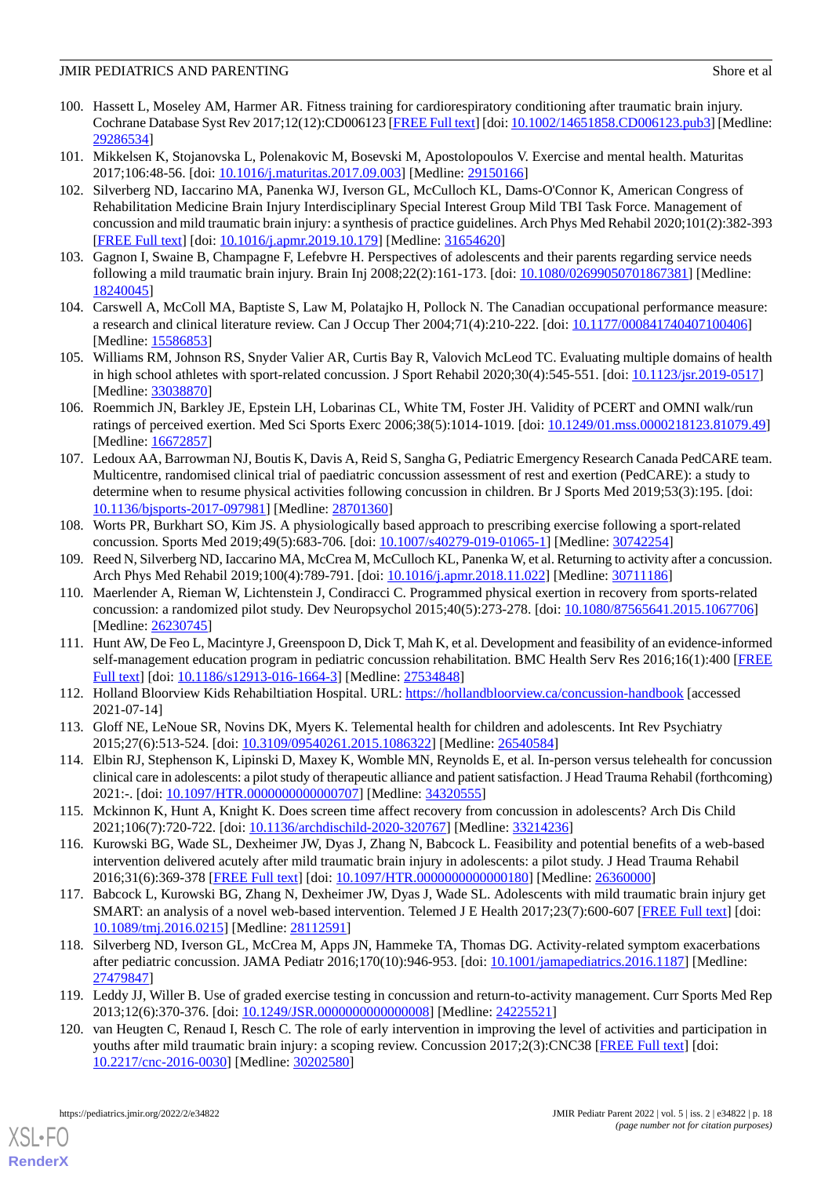100. Hassett L, Moseley AM, Harmer AR. Fitness training for cardiorespiratory conditioning after traumatic brain injury. Cochrane Database Syst Rev 2017;12(12):CD006123 [FREE Full text] [doi: 10.1002/14651858.CD006123.pub3] [Medline: 29286534]
101. Mikkelsen K, Stojanovska L, Polenakovic M, Bosevski M, Apostolopoulos V. Exercise and mental health. Maturitas 2017;106:48-56. [doi: 10.1016/j.maturitas.2017.09.003] [Medline: 29150166]
102. Silverberg ND, Iaccarino MA, Panenka WJ, Iverson GL, McCulloch KL, Dams-O'Connor K, American Congress of Rehabilitation Medicine Brain Injury Interdisciplinary Special Interest Group Mild TBI Task Force. Management of concussion and mild traumatic brain injury: a synthesis of practice guidelines. Arch Phys Med Rehabil 2020;101(2):382-393 [FREE Full text] [doi: 10.1016/j.apmr.2019.10.179] [Medline: 31654620]
103. Gagnon I, Swaine B, Champagne F, Lefebvre H. Perspectives of adolescents and their parents regarding service needs following a mild traumatic brain injury. Brain Inj 2008;22(2):161-173. [doi: 10.1080/02699050701867381] [Medline: 18240045]
104. Carswell A, McColl MA, Baptiste S, Law M, Polatajko H, Pollock N. The Canadian occupational performance measure: a research and clinical literature review. Can J Occup Ther 2004;71(4):210-222. [doi: 10.1177/000841740407100406] [Medline: 15586853]
105. Williams RM, Johnson RS, Snyder Valier AR, Curtis Bay R, Valovich McLeod TC. Evaluating multiple domains of health in high school athletes with sport-related concussion. J Sport Rehabil 2020;30(4):545-551. [doi: 10.1123/jsr.2019-0517] [Medline: 33038870]
106. Roemmich JN, Barkley JE, Epstein LH, Lobarinas CL, White TM, Foster JH. Validity of PCERT and OMNI walk/run ratings of perceived exertion. Med Sci Sports Exerc 2006;38(5):1014-1019. [doi: 10.1249/01.mss.0000218123.81079.49] [Medline: 16672857]
107. Ledoux AA, Barrowman NJ, Boutis K, Davis A, Reid S, Sangha G, Pediatric Emergency Research Canada PedCARE team. Multicentre, randomised clinical trial of paediatric concussion assessment of rest and exertion (PedCARE): a study to determine when to resume physical activities following concussion in children. Br J Sports Med 2019;53(3):195. [doi: 10.1136/bjsports-2017-097981] [Medline: 28701360]
108. Worts PR, Burkhart SO, Kim JS. A physiologically based approach to prescribing exercise following a sport-related concussion. Sports Med 2019;49(5):683-706. [doi: 10.1007/s40279-019-01065-1] [Medline: 30742254]
109. Reed N, Silverberg ND, Iaccarino MA, McCrea M, McCulloch KL, Panenka W, et al. Returning to activity after a concussion. Arch Phys Med Rehabil 2019;100(4):789-791. [doi: 10.1016/j.apmr.2018.11.022] [Medline: 30711186]
110. Maerlender A, Rieman W, Lichtenstein J, Condiracci C. Programmed physical exertion in recovery from sports-related concussion: a randomized pilot study. Dev Neuropsychol 2015;40(5):273-278. [doi: 10.1080/87565641.2015.1067706] [Medline: 26230745]
111. Hunt AW, De Feo L, Macintyre J, Greenspoon D, Dick T, Mah K, et al. Development and feasibility of an evidence-informed self-management education program in pediatric concussion rehabilitation. BMC Health Serv Res 2016;16(1):400 [FREE Full text] [doi: 10.1186/s12913-016-1664-3] [Medline: 27534848]
112. Holland Bloorview Kids Rehabiltiation Hospital. URL: https://hollandbloorview.ca/concussion-handbook [accessed 2021-07-14]
113. Gloff NE, LeNoue SR, Novins DK, Myers K. Telemental health for children and adolescents. Int Rev Psychiatry 2015;27(6):513-524. [doi: 10.3109/09540261.2015.1086322] [Medline: 26540584]
114. Elbin RJ, Stephenson K, Lipinski D, Maxey K, Womble MN, Reynolds E, et al. In-person versus telehealth for concussion clinical care in adolescents: a pilot study of therapeutic alliance and patient satisfaction. J Head Trauma Rehabil (forthcoming) 2021:-. [doi: 10.1097/HTR.0000000000000707] [Medline: 34320555]
115. Mckinnon K, Hunt A, Knight K. Does screen time affect recovery from concussion in adolescents? Arch Dis Child 2021;106(7):720-722. [doi: 10.1136/archdischild-2020-320767] [Medline: 33214236]
116. Kurowski BG, Wade SL, Dexheimer JW, Dyas J, Zhang N, Babcock L. Feasibility and potential benefits of a web-based intervention delivered acutely after mild traumatic brain injury in adolescents: a pilot study. J Head Trauma Rehabil 2016;31(6):369-378 [FREE Full text] [doi: 10.1097/HTR.0000000000000180] [Medline: 26360000]
117. Babcock L, Kurowski BG, Zhang N, Dexheimer JW, Dyas J, Wade SL. Adolescents with mild traumatic brain injury get SMART: an analysis of a novel web-based intervention. Telemed J E Health 2017;23(7):600-607 [FREE Full text] [doi: 10.1089/tmj.2016.0215] [Medline: 28112591]
118. Silverberg ND, Iverson GL, McCrea M, Apps JN, Hammeke TA, Thomas DG. Activity-related symptom exacerbations after pediatric concussion. JAMA Pediatr 2016;170(10):946-953. [doi: 10.1001/jamapediatrics.2016.1187] [Medline: 27479847]
119. Leddy JJ, Willer B. Use of graded exercise testing in concussion and return-to-activity management. Curr Sports Med Rep 2013;12(6):370-376. [doi: 10.1249/JSR.0000000000000008] [Medline: 24225521]
120. van Heugten C, Renaud I, Resch C. The role of early intervention in improving the level of activities and participation in youths after mild traumatic brain injury: a scoping review. Concussion 2017;2(3):CNC38 [FREE Full text] [doi: 10.2217/cnc-2016-0030] [Medline: 30202580]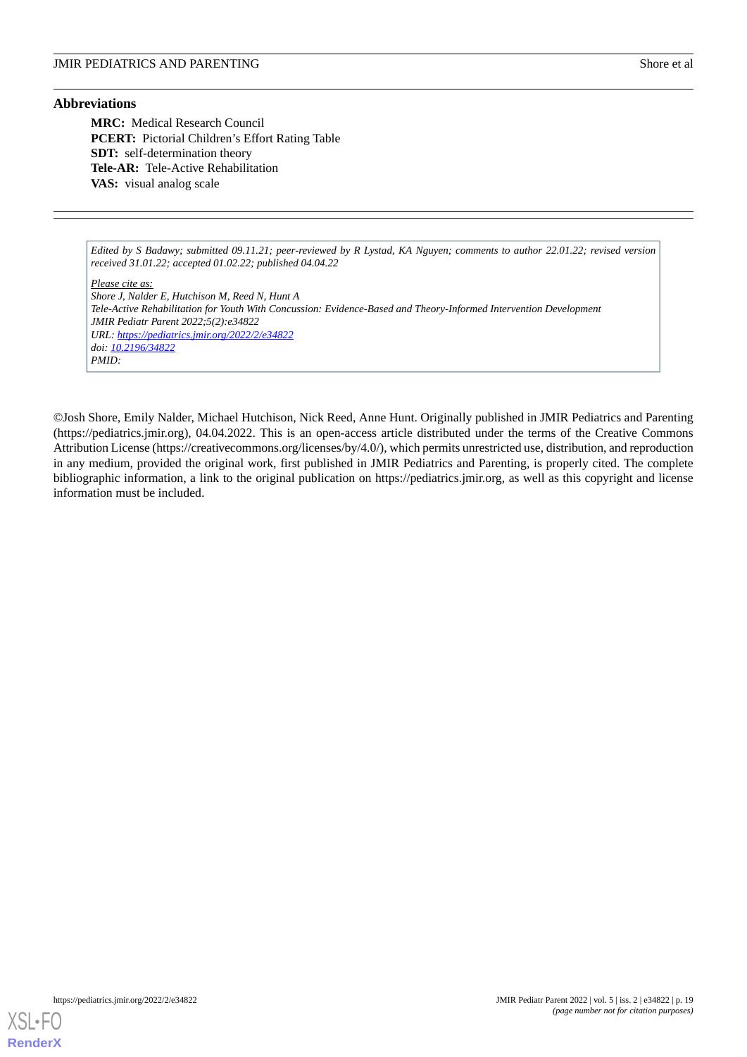## Abbreviations

**MRC:** Medical Research Council
**PCERT:** Pictorial Children's Effort Rating Table
**SDT:** self-determination theory
**Tele-AR:** Tele-Active Rehabilitation
**VAS:** visual analog scale

---

*Edited by S Badawy; submitted 09.11.21; peer-reviewed by R Lystad, KA Nguyen; comments to author 22.01.22; revised version received 31.01.22; accepted 01.02.22; published 04.04.22*

*Please cite as:*
*Shore J, Nalder E, Hutchison M, Reed N, Hunt A*
*Tele-Active Rehabilitation for Youth With Concussion: Evidence-Based and Theory-Informed Intervention Development*
*JMIR Pediatr Parent 2022;5(2):e34822*
*URL: https://pediatrics.jmir.org/2022/2/e34822*
*doi: 10.2196/34822*
*PMID:*

©Josh Shore, Emily Nalder, Michael Hutchison, Nick Reed, Anne Hunt. Originally published in JMIR Pediatrics and Parenting (https://pediatrics.jmir.org), 04.04.2022. This is an open-access article distributed under the terms of the Creative Commons Attribution License (https://creativecommons.org/licenses/by/4.0/), which permits unrestricted use, distribution, and reproduction in any medium, provided the original work, first published in JMIR Pediatrics and Parenting, is properly cited. The complete bibliographic information, a link to the original publication on https://pediatrics.jmir.org, as well as this copyright and license information must be included.